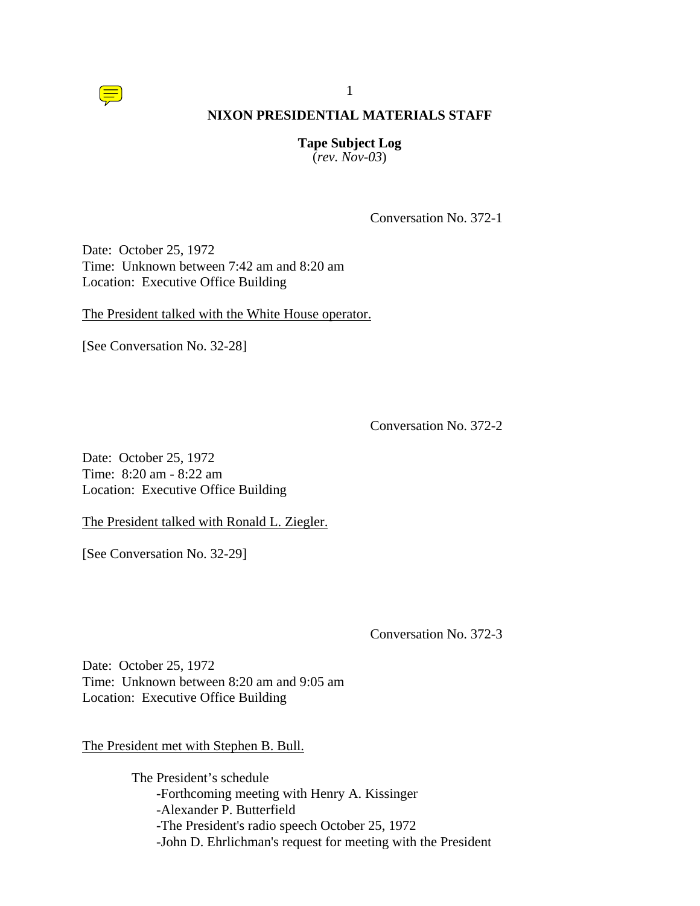## NIXON PRESIDENTIAL MATERIALS STAFF

**Tape Subject Log**
(*rev. Nov-03*)

Conversation No. 372-1

Date: October 25, 1972
Time: Unknown between 7:42 am and 8:20 am
Location: Executive Office Building

The President talked with the White House operator.

[See Conversation No. 32-28]

Conversation No. 372-2

Date: October 25, 1972
Time: 8:20 am - 8:22 am
Location: Executive Office Building

The President talked with Ronald L. Ziegler.

[See Conversation No. 32-29]

Conversation No. 372-3

Date: October 25, 1972
Time: Unknown between 8:20 am and 9:05 am
Location: Executive Office Building

The President met with Stephen B. Bull.

The President's schedule
- -Forthcoming meeting with Henry A. Kissinger
- -Alexander P. Butterfield
- -The President's radio speech October 25, 1972
- -John D. Ehrlichman's request for meeting with the President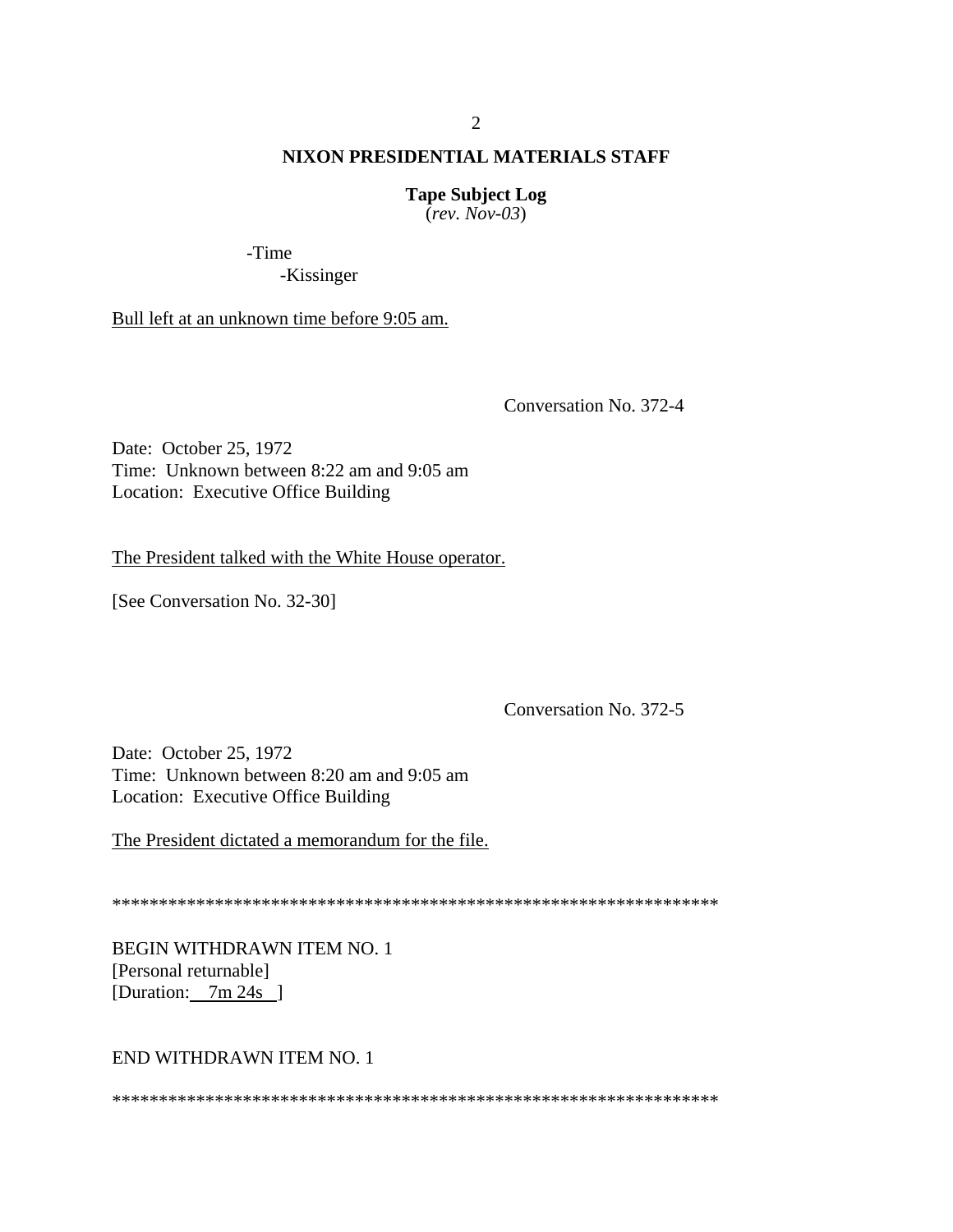**NIXON PRESIDENTIAL MATERIALS STAFF**

**Tape Subject Log**
(*rev. Nov-03*)

-Time
  -Kissinger

Bull left at an unknown time before 9:05 am.

Conversation No. 372-4

Date: October 25, 1972
Time: Unknown between 8:22 am and 9:05 am
Location: Executive Office Building

The President talked with the White House operator.

[See Conversation No. 32-30]

Conversation No. 372-5

Date: October 25, 1972
Time: Unknown between 8:20 am and 9:05 am
Location: Executive Office Building

The President dictated a memorandum for the file.

******************************************************************

BEGIN WITHDRAWN ITEM NO. 1
[Personal returnable]
[Duration: 7m 24s ]

END WITHDRAWN ITEM NO. 1

******************************************************************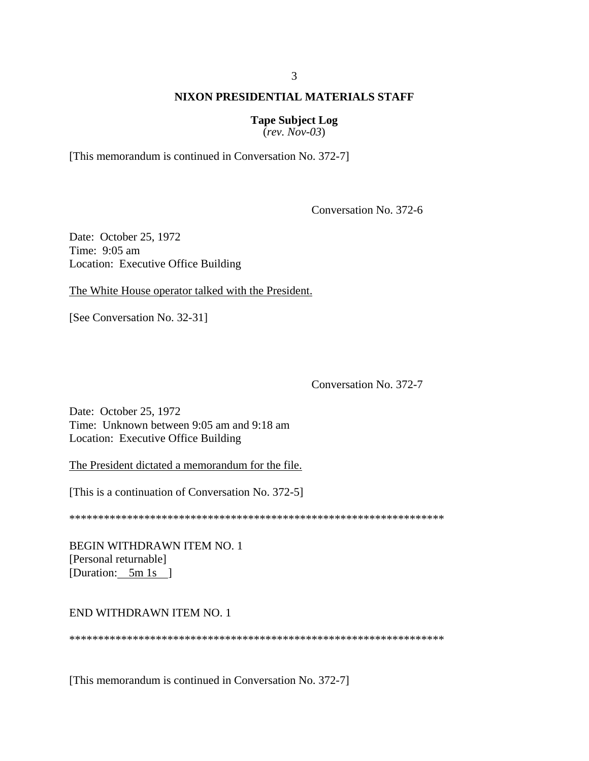[This memorandum is continued in Conversation No. 372-7]

Conversation No. 372-6

Date: October 25, 1972
Time: 9:05 am
Location: Executive Office Building

<u>The White House operator talked with the President.</u>

[See Conversation No. 32-31]

Conversation No. 372-7

Date: October 25, 1972
Time: Unknown between 9:05 am and 9:18 am
Location: Executive Office Building

<u>The President dictated a memorandum for the file.</u>

[This is a continuation of Conversation No. 372-5]

*****************************************************************

BEGIN WITHDRAWN ITEM NO. 1
[Personal returnable]
[Duration: 5m 1s ]

END WITHDRAWN ITEM NO. 1

*****************************************************************

[This memorandum is continued in Conversation No. 372-7]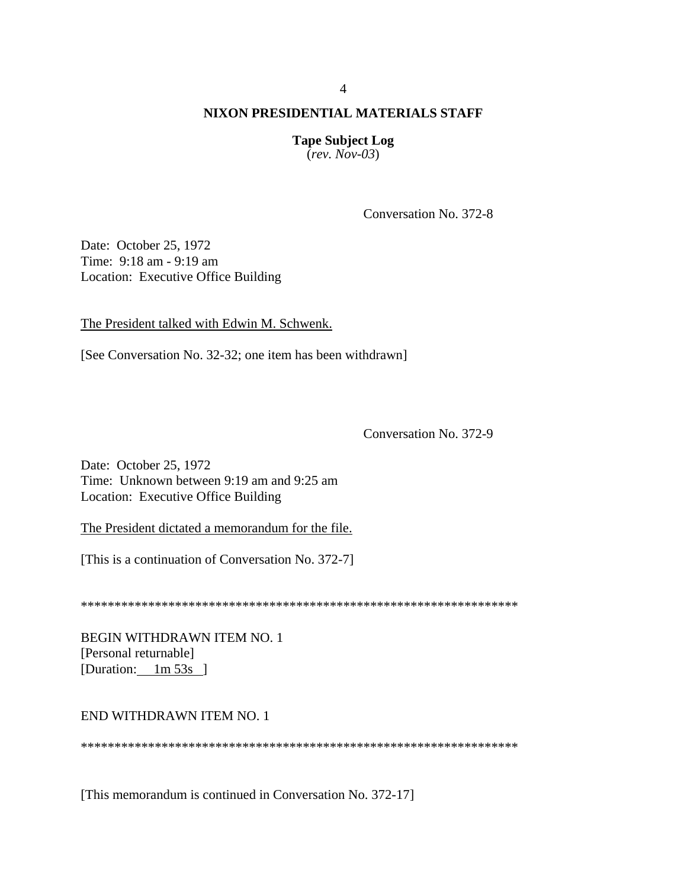**NIXON PRESIDENTIAL MATERIALS STAFF**

**Tape Subject Log**
(*rev. Nov-03*)

Conversation No. 372-8

Date: October 25, 1972
Time: 9:18 am - 9:19 am
Location: Executive Office Building

The President talked with Edwin M. Schwenk.

[See Conversation No. 32-32; one item has been withdrawn]

Conversation No. 372-9

Date: October 25, 1972
Time: Unknown between 9:19 am and 9:25 am
Location: Executive Office Building

The President dictated a memorandum for the file.

[This is a continuation of Conversation No. 372-7]

******************************************************************

BEGIN WITHDRAWN ITEM NO. 1
[Personal returnable]
[Duration: 1m 53s ]

END WITHDRAWN ITEM NO. 1

******************************************************************

[This memorandum is continued in Conversation No. 372-17]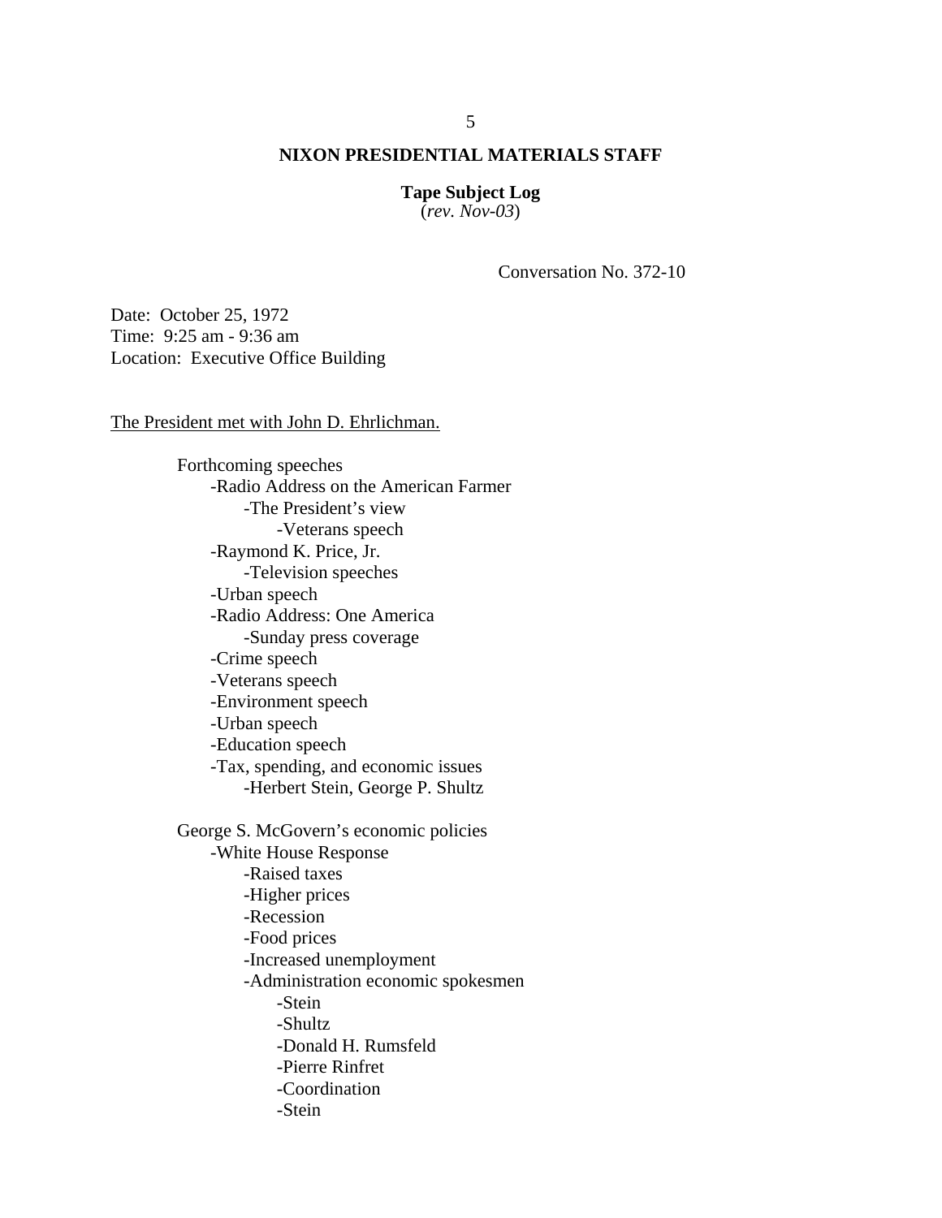**NIXON PRESIDENTIAL MATERIALS STAFF**

**Tape Subject Log**
(*rev. Nov-03*)

Conversation No. 372-10

Date: October 25, 1972
Time: 9:25 am - 9:36 am
Location: Executive Office Building

The President met with John D. Ehrlichman.

- Forthcoming speeches
    - -Radio Address on the American Farmer
        - -The President's view
            - -Veterans speech
    - -Raymond K. Price, Jr.
        - -Television speeches
    - -Urban speech
    - -Radio Address: One America
        - -Sunday press coverage
    - -Crime speech
    - -Veterans speech
    - -Environment speech
    - -Urban speech
    - -Education speech
    - -Tax, spending, and economic issues
        - -Herbert Stein, George P. Shultz

- George S. McGovern's economic policies
    - -White House Response
        - -Raised taxes
        - -Higher prices
        - -Recession
        - -Food prices
        - -Increased unemployment
        - -Administration economic spokesmen
            - -Stein
            - -Shultz
            - -Donald H. Rumsfeld
            - -Pierre Rinfret
            - -Coordination
            - -Stein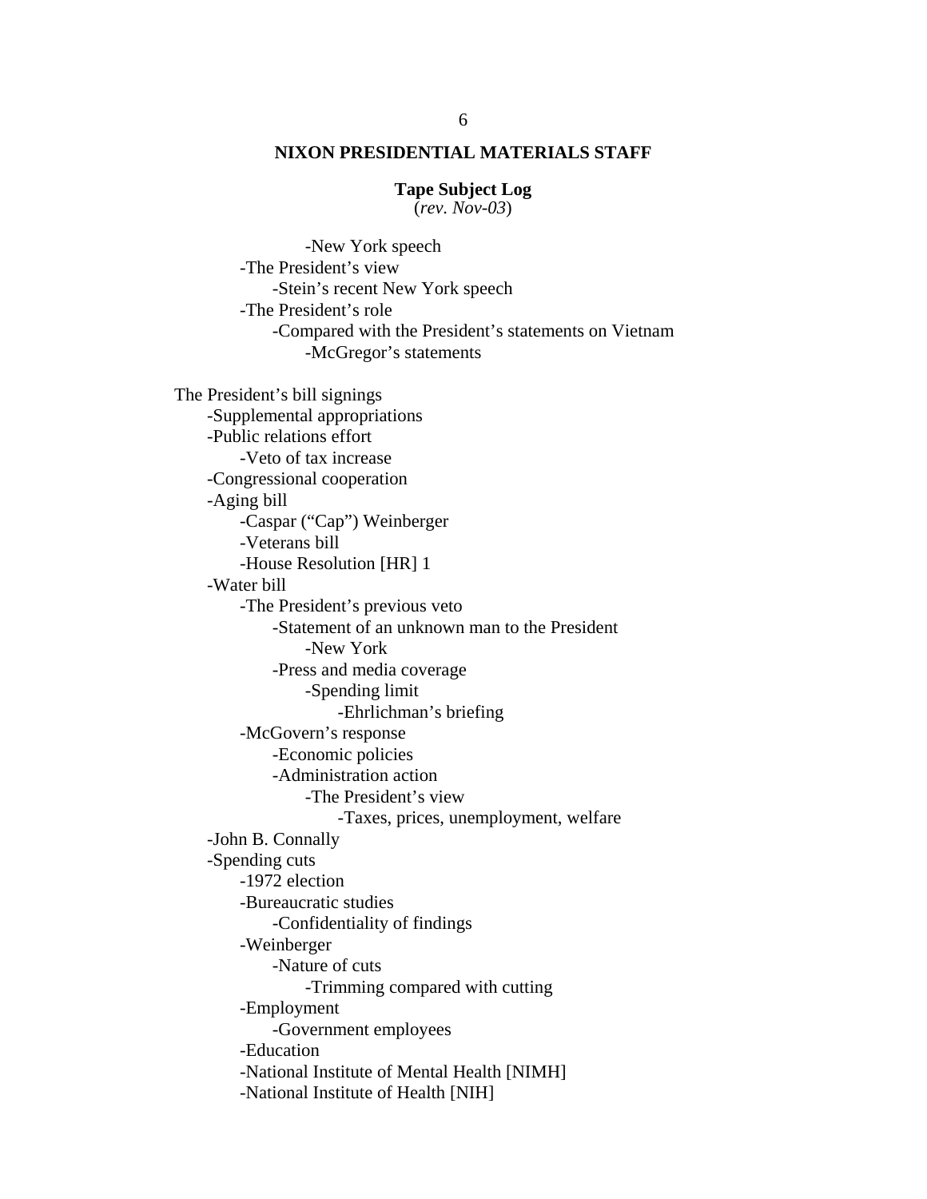**NIXON PRESIDENTIAL MATERIALS STAFF**

**Tape Subject Log**
(*rev. Nov-03*)

- -New York speech
  - -The President's view
    - -Stein's recent New York speech
  - -The President's role
    - -Compared with the President's statements on Vietnam
      - -McGregor's statements

The President's bill signings
- -Supplemental appropriations
- -Public relations effort
  - -Veto of tax increase
- -Congressional cooperation
- -Aging bill
  - -Caspar ("Cap") Weinberger
  - -Veterans bill
  - -House Resolution [HR] 1
- -Water bill
  - -The President's previous veto
    - -Statement of an unknown man to the President
      - -New York
    - -Press and media coverage
      - -Spending limit
        - -Ehrlichman's briefing
  - -McGovern's response
    - -Economic policies
    - -Administration action
      - -The President's view
        - -Taxes, prices, unemployment, welfare
- -John B. Connally
- -Spending cuts
  - -1972 election
  - -Bureaucratic studies
    - -Confidentiality of findings
  - -Weinberger
    - -Nature of cuts
      - -Trimming compared with cutting
  - -Employment
    - -Government employees
  - -Education
  - -National Institute of Mental Health [NIMH]
  - -National Institute of Health [NIH]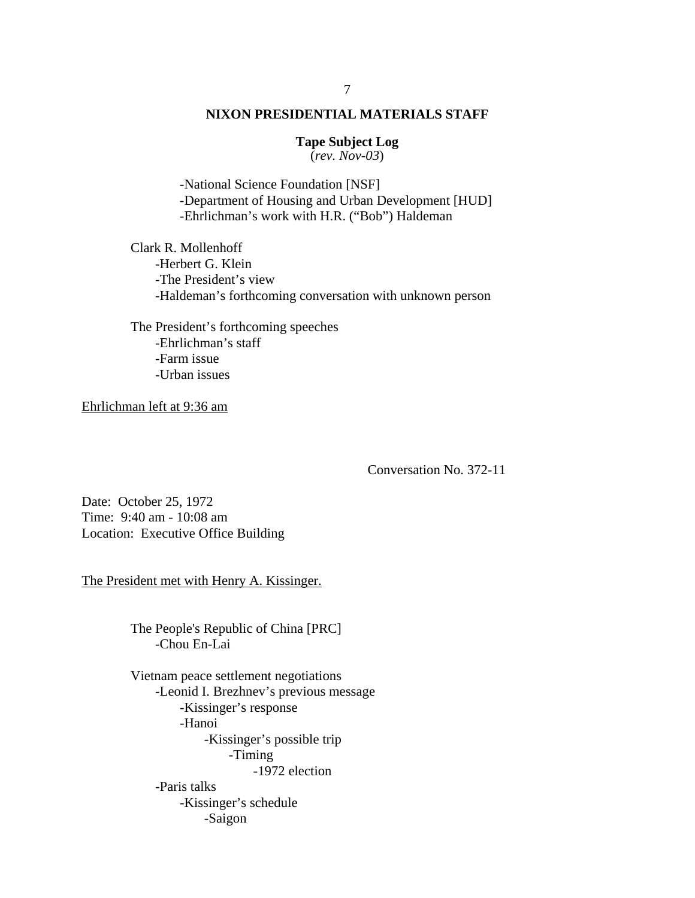-National Science Foundation [NSF]
-Department of Housing and Urban Development [HUD]
-Ehrlichman's work with H.R. ("Bob") Haldeman

Clark R. Mollenhoff
- -Herbert G. Klein
- -The President's view
- -Haldeman's forthcoming conversation with unknown person

The President's forthcoming speeches
- -Ehrlichman's staff
- -Farm issue
- -Urban issues

Ehrlichman left at 9:36 am

Conversation No. 372-11

Date: October 25, 1972
Time: 9:40 am - 10:08 am
Location: Executive Office Building

The President met with Henry A. Kissinger.

The People's Republic of China [PRC]
- -Chou En-Lai

Vietnam peace settlement negotiations
- -Leonid I. Brezhnev's previous message
  - -Kissinger's response
  - -Hanoi
    - -Kissinger's possible trip
      - -Timing
        - -1972 election
- -Paris talks
  - -Kissinger's schedule
    - -Saigon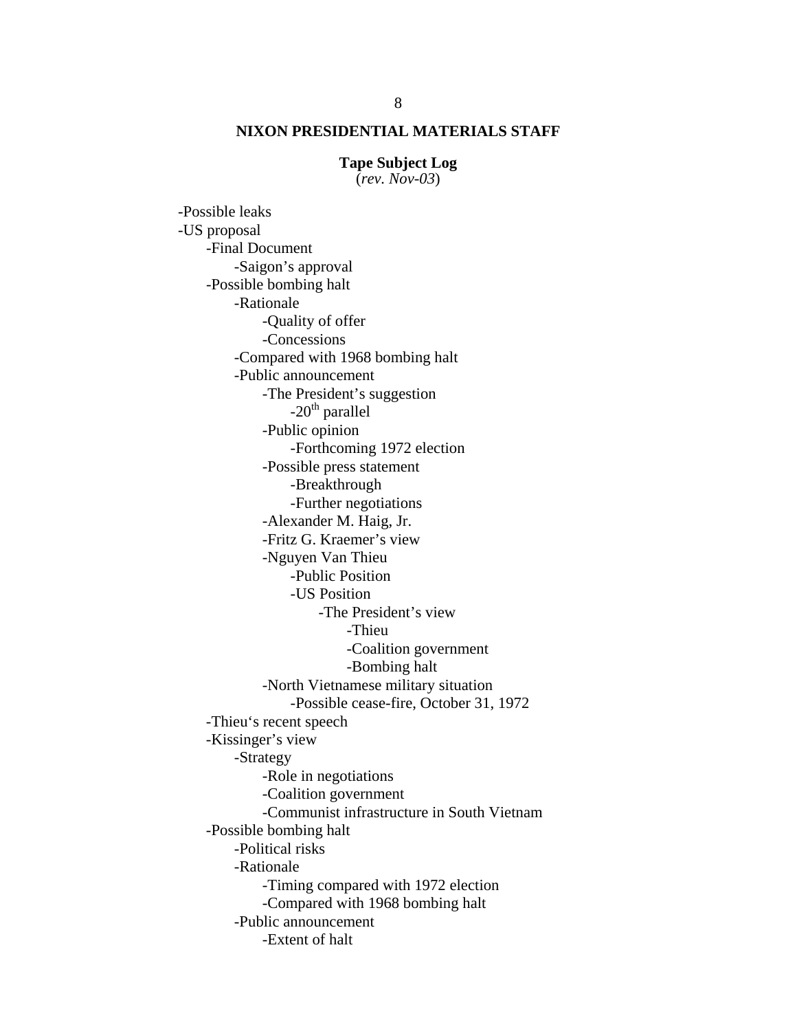**NIXON PRESIDENTIAL MATERIALS STAFF**

**Tape Subject Log**
(*rev. Nov-03*)

- -Possible leaks
- -US proposal
    - -Final Document
        - -Saigon's approval
    - -Possible bombing halt
        - -Rationale
            - -Quality of offer
            - -Concessions
        - -Compared with 1968 bombing halt
        - -Public announcement
            - -The President's suggestion
                - -20th parallel
            - -Public opinion
                - -Forthcoming 1972 election
            - -Possible press statement
                - -Breakthrough
                - -Further negotiations
            - -Alexander M. Haig, Jr.
            - -Fritz G. Kraemer's view
            - -Nguyen Van Thieu
                - -Public Position
                - -US Position
                    - -The President's view
                        - -Thieu
                        - -Coalition government
                        - -Bombing halt
            - -North Vietnamese military situation
                - -Possible cease-fire, October 31, 1972
    - -Thieu's recent speech
    - -Kissinger's view
        - -Strategy
            - -Role in negotiations
            - -Coalition government
            - -Communist infrastructure in South Vietnam
    - -Possible bombing halt
        - -Political risks
        - -Rationale
            - -Timing compared with 1972 election
            - -Compared with 1968 bombing halt
        - -Public announcement
            - -Extent of halt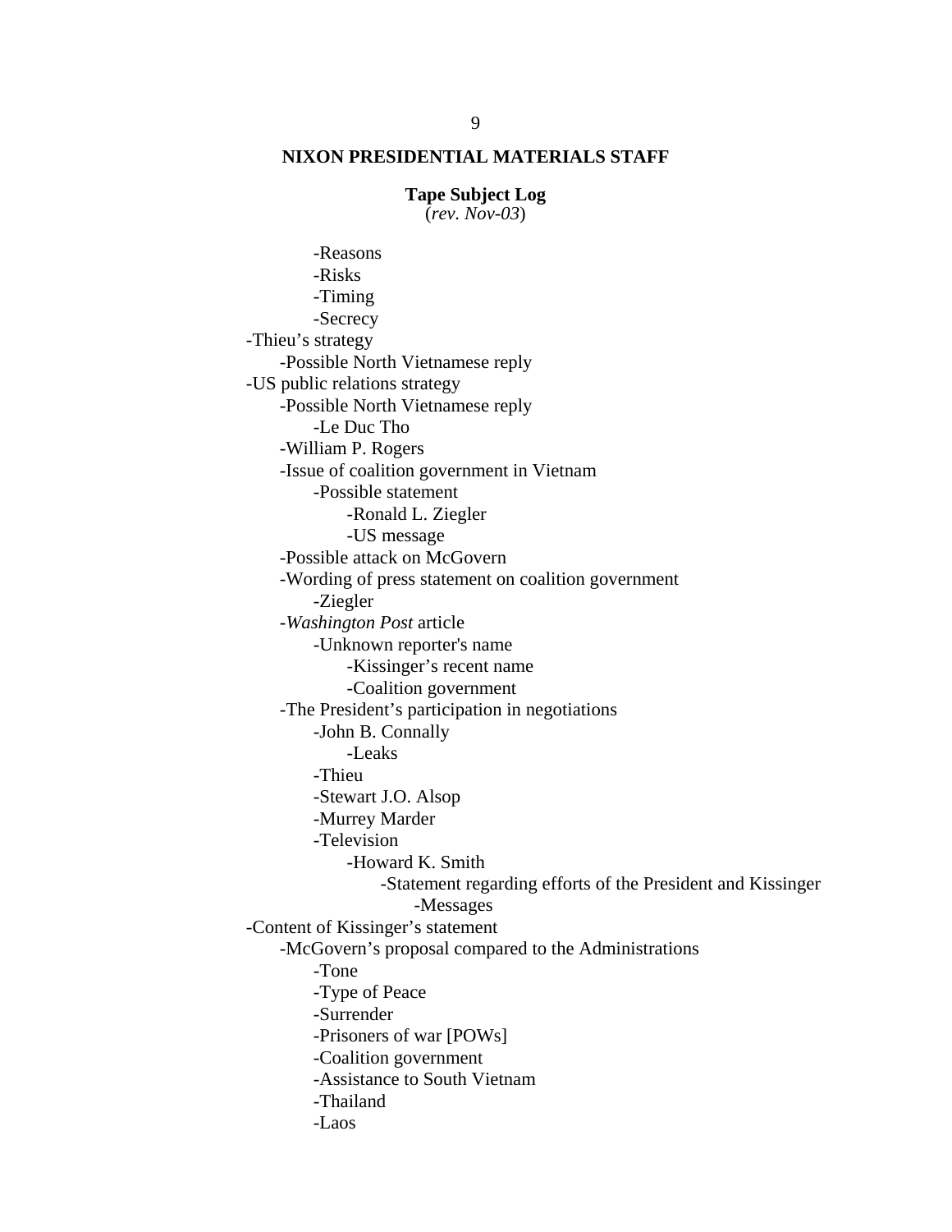**NIXON PRESIDENTIAL MATERIALS STAFF**

**Tape Subject Log**
(*rev. Nov-03*)

        -Reasons
        -Risks
        -Timing
        -Secrecy
-Thieu's strategy
    -Possible North Vietnamese reply
-US public relations strategy
    -Possible North Vietnamese reply
        -Le Duc Tho
    -William P. Rogers
    -Issue of coalition government in Vietnam
        -Possible statement
            -Ronald L. Ziegler
            -US message
    -Possible attack on McGovern
    -Wording of press statement on coalition government
        -Ziegler
    -*Washington Post* article
        -Unknown reporter's name
            -Kissinger's recent name
            -Coalition government
    -The President's participation in negotiations
        -John B. Connally
            -Leaks
        -Thieu
        -Stewart J.O. Alsop
        -Murrey Marder
        -Television
            -Howard K. Smith
                -Statement regarding efforts of the President and Kissinger
                    -Messages
-Content of Kissinger's statement
    -McGovern's proposal compared to the Administrations
        -Tone
        -Type of Peace
        -Surrender
        -Prisoners of war [POWs]
        -Coalition government
        -Assistance to South Vietnam
        -Thailand
        -Laos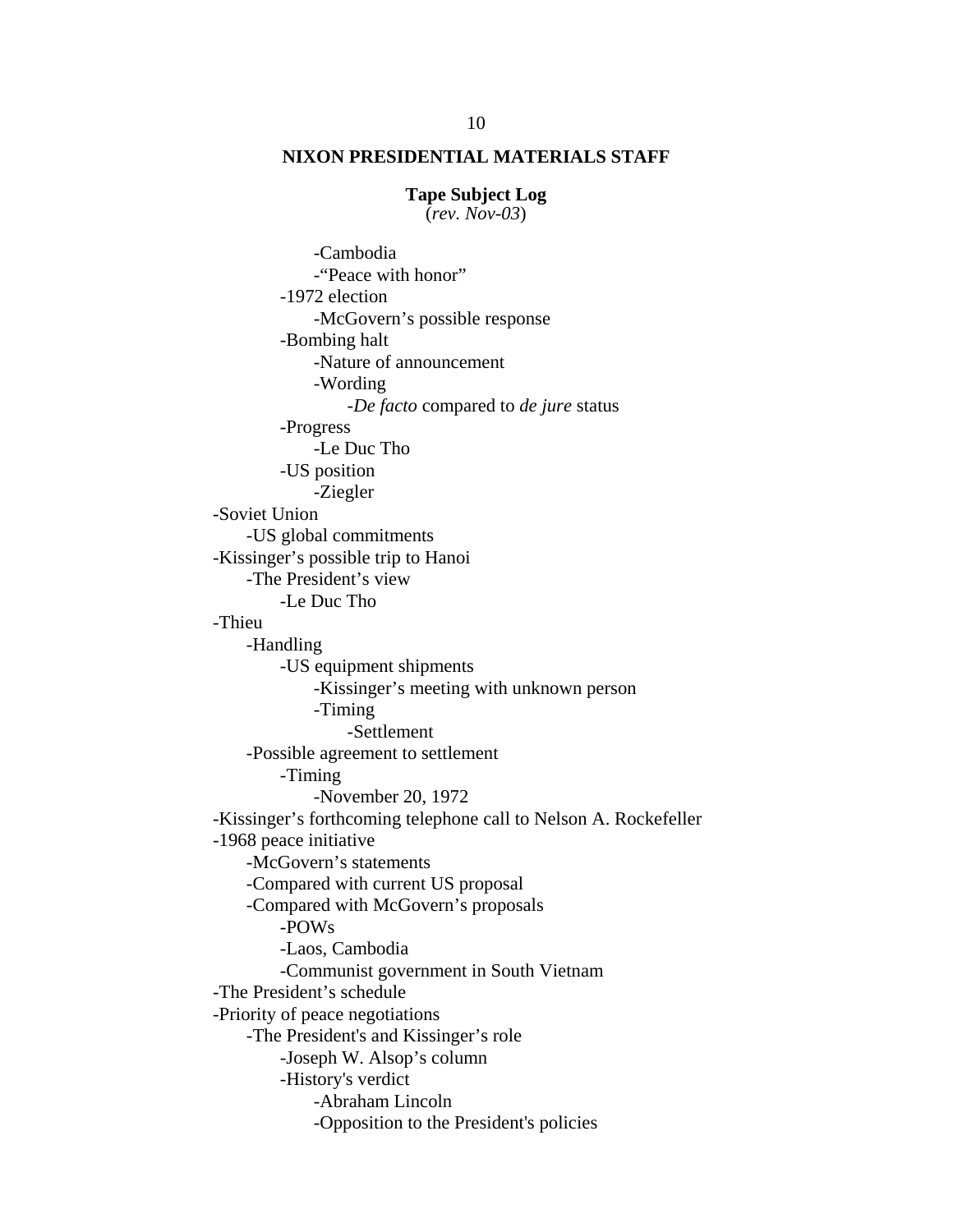**NIXON PRESIDENTIAL MATERIALS STAFF**

**Tape Subject Log**
(*rev. Nov-03*)

            -Cambodia
            -"Peace with honor"
        -1972 election
            -McGovern's possible response
        -Bombing halt
            -Nature of announcement
            -Wording
                -*De facto* compared to *de jure* status
        -Progress
            -Le Duc Tho
        -US position
            -Ziegler
-Soviet Union
    -US global commitments
-Kissinger's possible trip to Hanoi
    -The President's view
        -Le Duc Tho
-Thieu
    -Handling
        -US equipment shipments
            -Kissinger's meeting with unknown person
            -Timing
                -Settlement
    -Possible agreement to settlement
        -Timing
            -November 20, 1972
-Kissinger's forthcoming telephone call to Nelson A. Rockefeller
-1968 peace initiative
    -McGovern's statements
    -Compared with current US proposal
    -Compared with McGovern's proposals
        -POWs
        -Laos, Cambodia
        -Communist government in South Vietnam
-The President's schedule
-Priority of peace negotiations
    -The President's and Kissinger's role
        -Joseph W. Alsop's column
        -History's verdict
            -Abraham Lincoln
            -Opposition to the President's policies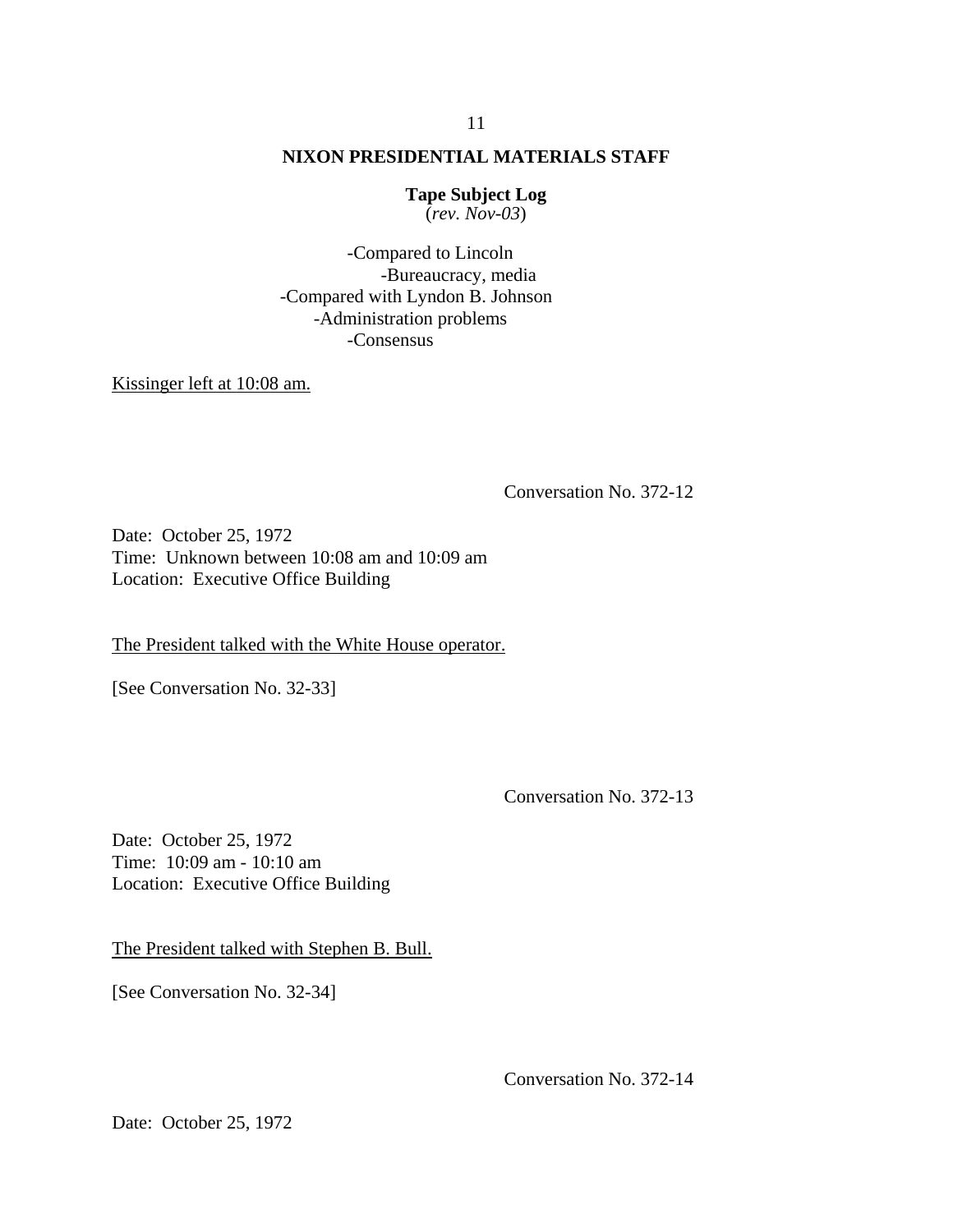**NIXON PRESIDENTIAL MATERIALS STAFF**

**Tape Subject Log**
(*rev. Nov-03*)

- -Compared to Lincoln
    - -Bureaucracy, media
- -Compared with Lyndon B. Johnson
    - -Administration problems
        - -Consensus

Kissinger left at 10:08 am.

Conversation No. 372-12

Date: October 25, 1972
Time: Unknown between 10:08 am and 10:09 am
Location: Executive Office Building

The President talked with the White House operator.

[See Conversation No. 32-33]

Conversation No. 372-13

Date: October 25, 1972
Time: 10:09 am - 10:10 am
Location: Executive Office Building

The President talked with Stephen B. Bull.

[See Conversation No. 32-34]

Conversation No. 372-14

Date: October 25, 1972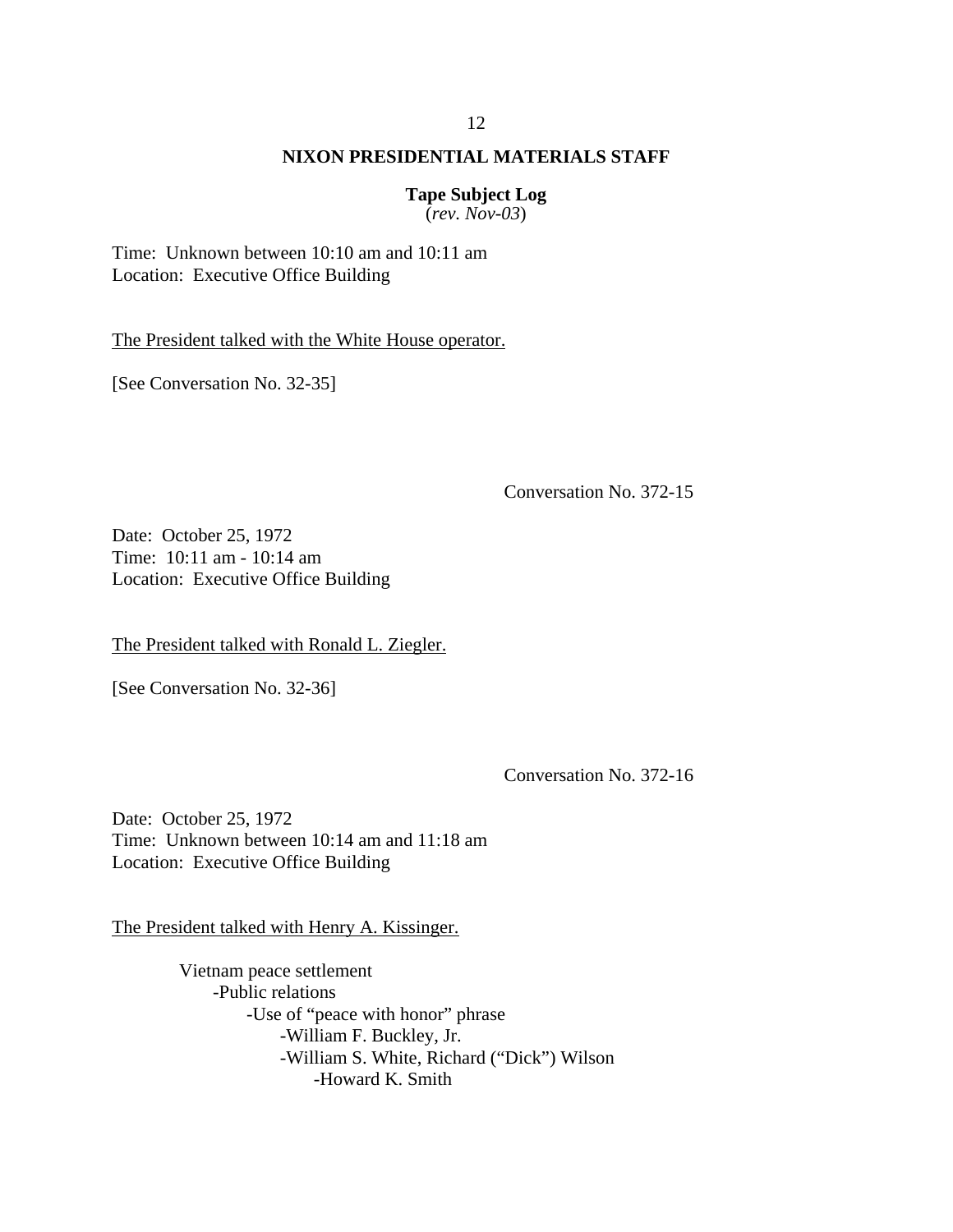Time: Unknown between 10:10 am and 10:11 am
Location: Executive Office Building

The President talked with the White House operator.

[See Conversation No. 32-35]

Conversation No. 372-15

Date: October 25, 1972
Time: 10:11 am - 10:14 am
Location: Executive Office Building

The President talked with Ronald L. Ziegler.

[See Conversation No. 32-36]

Conversation No. 372-16

Date: October 25, 1972
Time: Unknown between 10:14 am and 11:18 am
Location: Executive Office Building

The President talked with Henry A. Kissinger.

- Vietnam peace settlement
  - Public relations
    - Use of "peace with honor" phrase
      - William F. Buckley, Jr.
      - William S. White, Richard ("Dick") Wilson
        - Howard K. Smith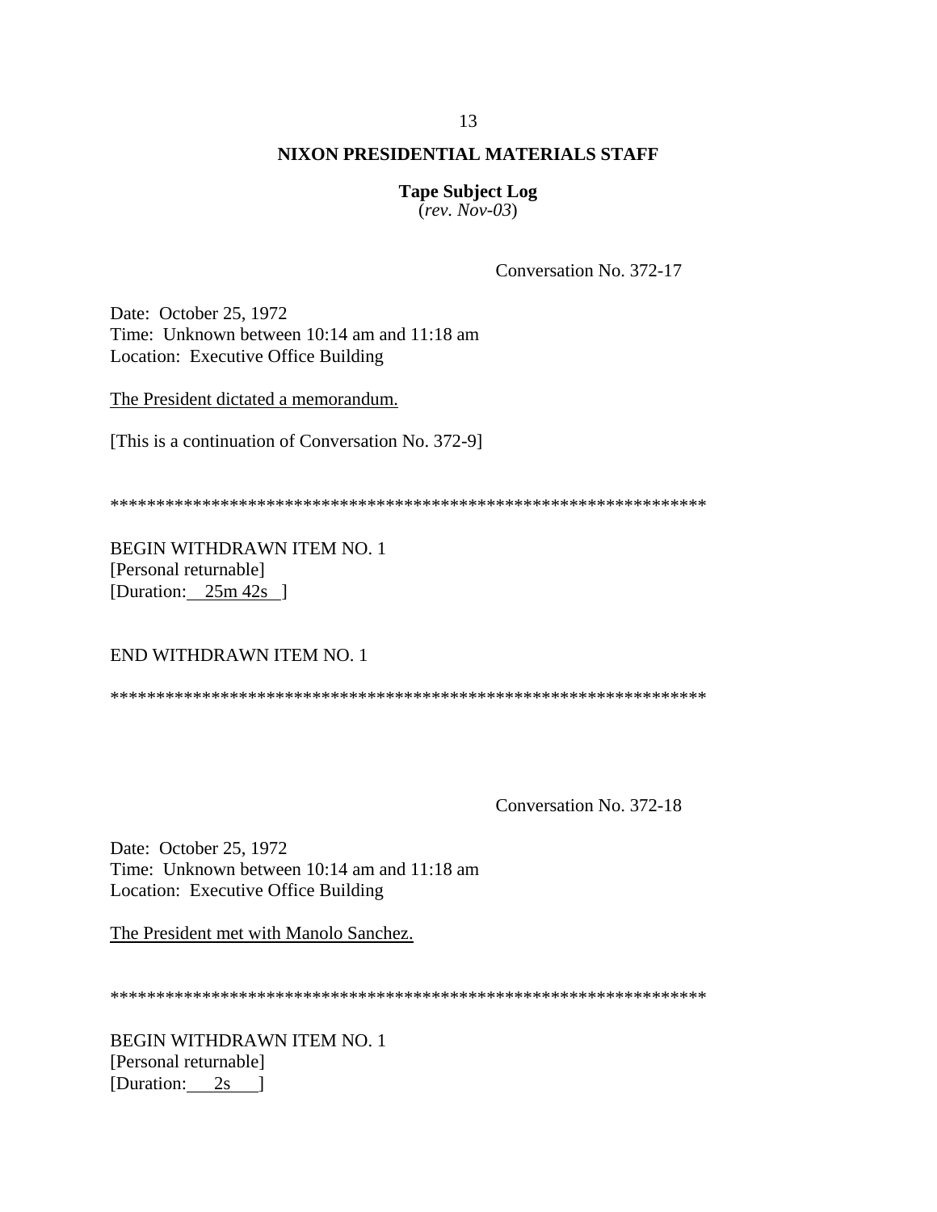**NIXON PRESIDENTIAL MATERIALS STAFF**

**Tape Subject Log**
(*rev. Nov-03*)

Conversation No. 372-17

Date: October 25, 1972
Time: Unknown between 10:14 am and 11:18 am
Location: Executive Office Building

The President dictated a memorandum.

[This is a continuation of Conversation No. 372-9]

*****************************************************************

BEGIN WITHDRAWN ITEM NO. 1
[Personal returnable]
[Duration: 25m 42s ]

END WITHDRAWN ITEM NO. 1

*****************************************************************

Conversation No. 372-18

Date: October 25, 1972
Time: Unknown between 10:14 am and 11:18 am
Location: Executive Office Building

The President met with Manolo Sanchez.

*****************************************************************

BEGIN WITHDRAWN ITEM NO. 1
[Personal returnable]
[Duration: 2s ]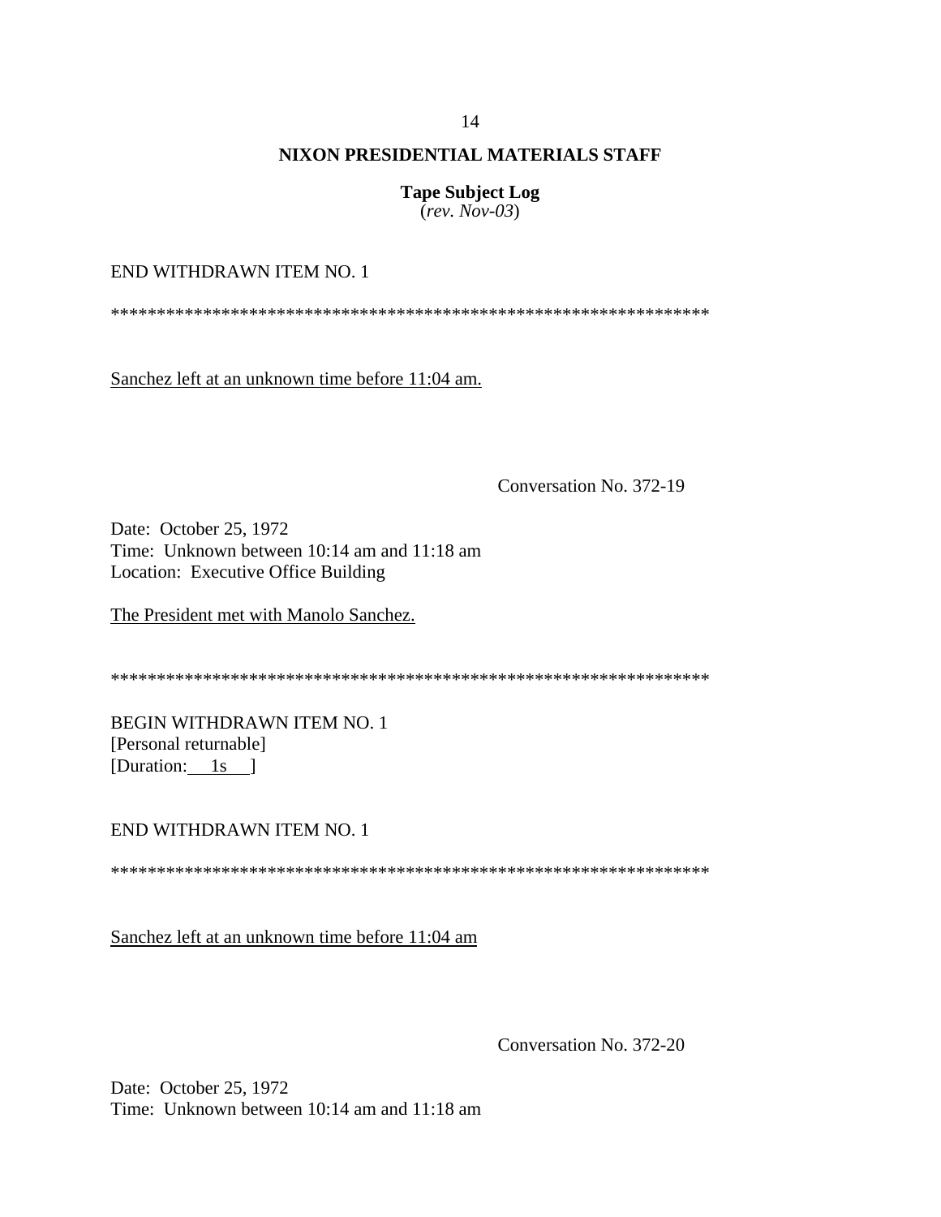END WITHDRAWN ITEM NO. 1

*****************************************************************

Sanchez left at an unknown time before 11:04 am.

Conversation No. 372-19

Date: October 25, 1972
Time: Unknown between 10:14 am and 11:18 am
Location: Executive Office Building

The President met with Manolo Sanchez.

*****************************************************************

BEGIN WITHDRAWN ITEM NO. 1
[Personal returnable]
[Duration: 1s ]

END WITHDRAWN ITEM NO. 1

*****************************************************************

Sanchez left at an unknown time before 11:04 am

Conversation No. 372-20

Date: October 25, 1972
Time: Unknown between 10:14 am and 11:18 am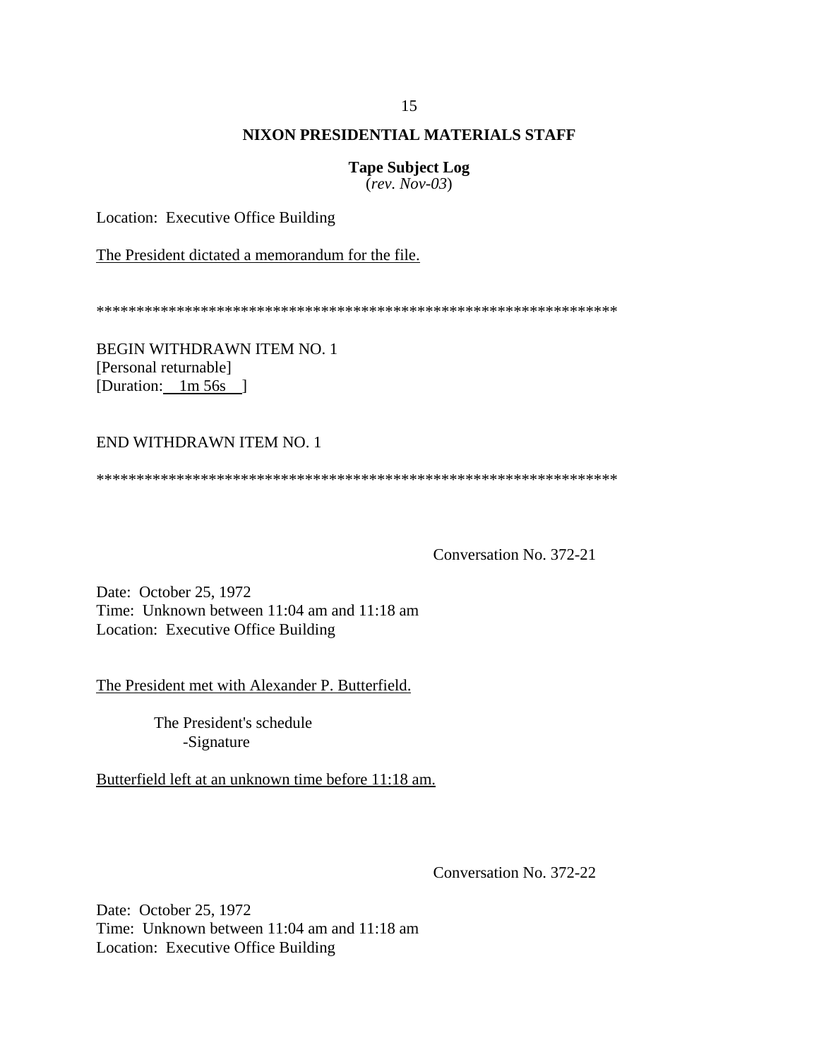**NIXON PRESIDENTIAL MATERIALS STAFF**

**Tape Subject Log**
(*rev. Nov-03*)

Location: Executive Office Building

The President dictated a memorandum for the file.

*****************************************************************

BEGIN WITHDRAWN ITEM NO. 1
[Personal returnable]
[Duration: 1m 56s ]

END WITHDRAWN ITEM NO. 1

*****************************************************************

Conversation No. 372-21

Date: October 25, 1972
Time: Unknown between 11:04 am and 11:18 am
Location: Executive Office Building

The President met with Alexander P. Butterfield.

The President's schedule
-Signature

Butterfield left at an unknown time before 11:18 am.

Conversation No. 372-22

Date: October 25, 1972
Time: Unknown between 11:04 am and 11:18 am
Location: Executive Office Building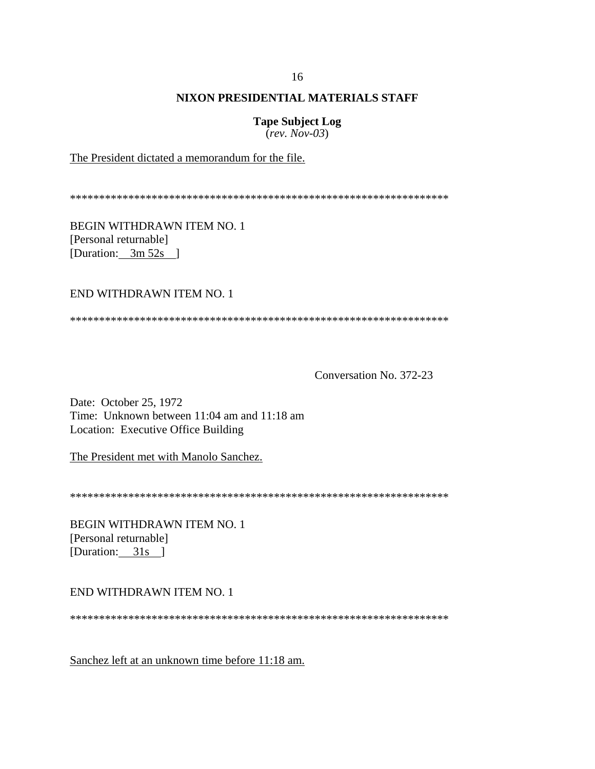<u>The President dictated a memorandum for the file.</u>

*****************************************************************

BEGIN WITHDRAWN ITEM NO. 1
[Personal returnable]
[Duration: 3m 52s ]

END WITHDRAWN ITEM NO. 1

*****************************************************************

Conversation No. 372-23

Date: October 25, 1972
Time: Unknown between 11:04 am and 11:18 am
Location: Executive Office Building

<u>The President met with Manolo Sanchez.</u>

*****************************************************************

BEGIN WITHDRAWN ITEM NO. 1
[Personal returnable]
[Duration: 31s ]

END WITHDRAWN ITEM NO. 1

*****************************************************************

<u>Sanchez left at an unknown time before 11:18 am.</u>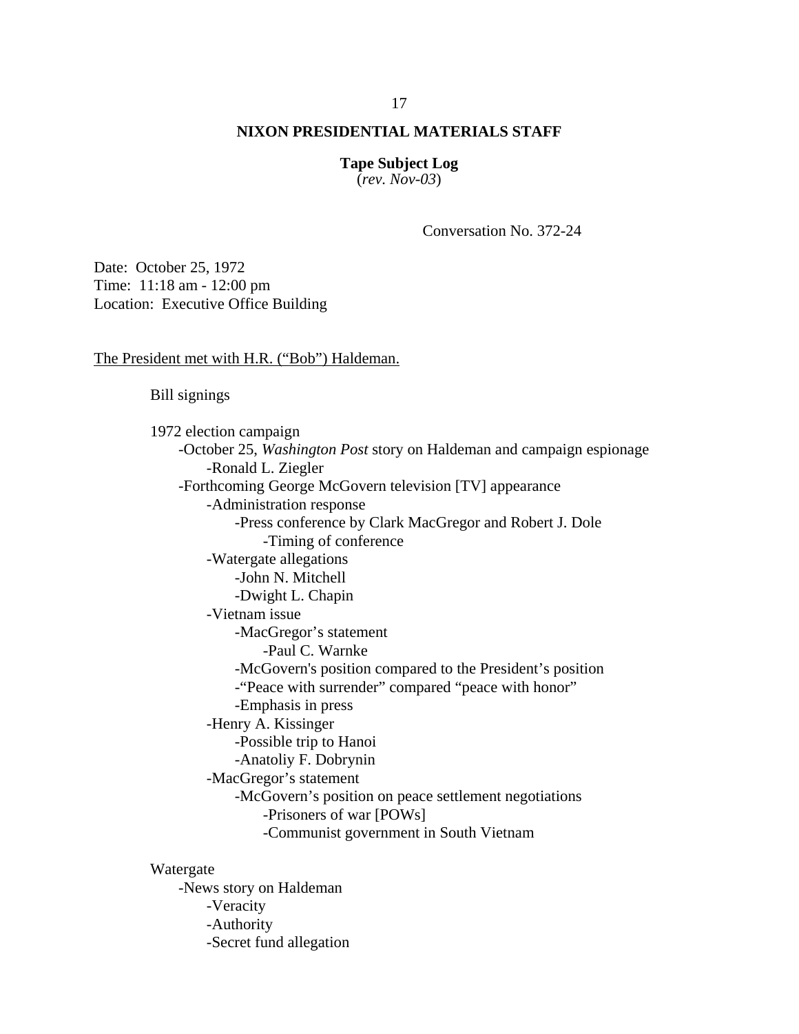**NIXON PRESIDENTIAL MATERIALS STAFF**

**Tape Subject Log**
(*rev. Nov-03*)

Conversation No. 372-24

Date: October 25, 1972
Time: 11:18 am - 12:00 pm
Location: Executive Office Building

The President met with H.R. ("Bob") Haldeman.

Bill signings

1972 election campaign
- -October 25, *Washington Post* story on Haldeman and campaign espionage
  - -Ronald L. Ziegler
- -Forthcoming George McGovern television [TV] appearance
  - -Administration response
    - -Press conference by Clark MacGregor and Robert J. Dole
      - -Timing of conference
  - -Watergate allegations
    - -John N. Mitchell
    - -Dwight L. Chapin
  - -Vietnam issue
    - -MacGregor's statement
      - -Paul C. Warnke
    - -McGovern's position compared to the President's position
    - -"Peace with surrender" compared "peace with honor"
    - -Emphasis in press
  - -Henry A. Kissinger
    - -Possible trip to Hanoi
    - -Anatoliy F. Dobrynin
  - -MacGregor's statement
    - -McGovern's position on peace settlement negotiations
      - -Prisoners of war [POWs]
      - -Communist government in South Vietnam

Watergate
- -News story on Haldeman
  - -Veracity
  - -Authority
  - -Secret fund allegation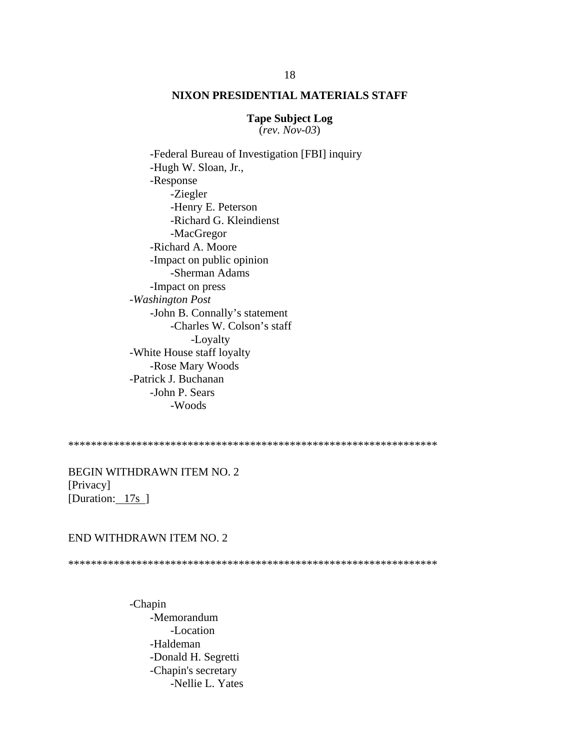**NIXON PRESIDENTIAL MATERIALS STAFF**

**Tape Subject Log**
(*rev. Nov-03*)

- -Federal Bureau of Investigation [FBI] inquiry
- -Hugh W. Sloan, Jr.,
- -Response
  - -Ziegler
  - -Henry E. Peterson
  - -Richard G. Kleindienst
  - -MacGregor
- -Richard A. Moore
- -Impact on public opinion
  - -Sherman Adams
- -Impact on press

-*Washington Post*
- -John B. Connally's statement
  - -Charles W. Colson's staff
    - -Loyalty

-White House staff loyalty
- -Rose Mary Woods

-Patrick J. Buchanan
- -John P. Sears
  - -Woods

*****************************************************************

BEGIN WITHDRAWN ITEM NO. 2
[Privacy]
[Duration: 17s ]

END WITHDRAWN ITEM NO. 2

*****************************************************************

-Chapin
- -Memorandum
  - -Location
- -Haldeman
- -Donald H. Segretti
- -Chapin's secretary
  - -Nellie L. Yates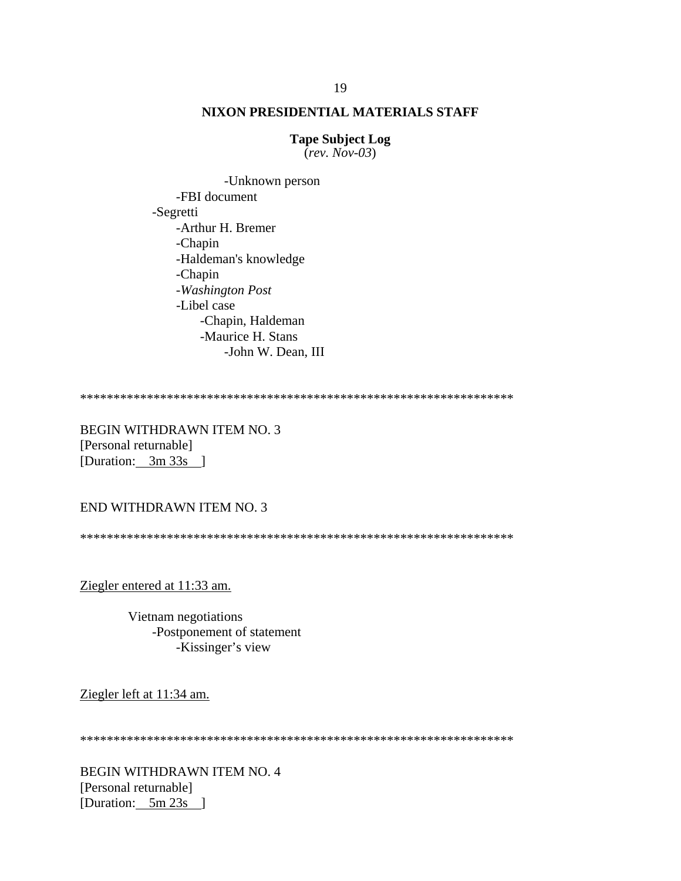**NIXON PRESIDENTIAL MATERIALS STAFF**

**Tape Subject Log**
(*rev. Nov-03*)

-Unknown person
-FBI document
-Segretti
-Arthur H. Bremer
-Chapin
-Haldeman's knowledge
-Chapin
-*Washington Post*
-Libel case
-Chapin, Haldeman
-Maurice H. Stans
-John W. Dean, III

******************************************************************

BEGIN WITHDRAWN ITEM NO. 3
[Personal returnable]
[Duration: 3m 33s ]

END WITHDRAWN ITEM NO. 3

******************************************************************

Ziegler entered at 11:33 am.

Vietnam negotiations
-Postponement of statement
-Kissinger's view

Ziegler left at 11:34 am.

******************************************************************

BEGIN WITHDRAWN ITEM NO. 4
[Personal returnable]
[Duration: 5m 23s ]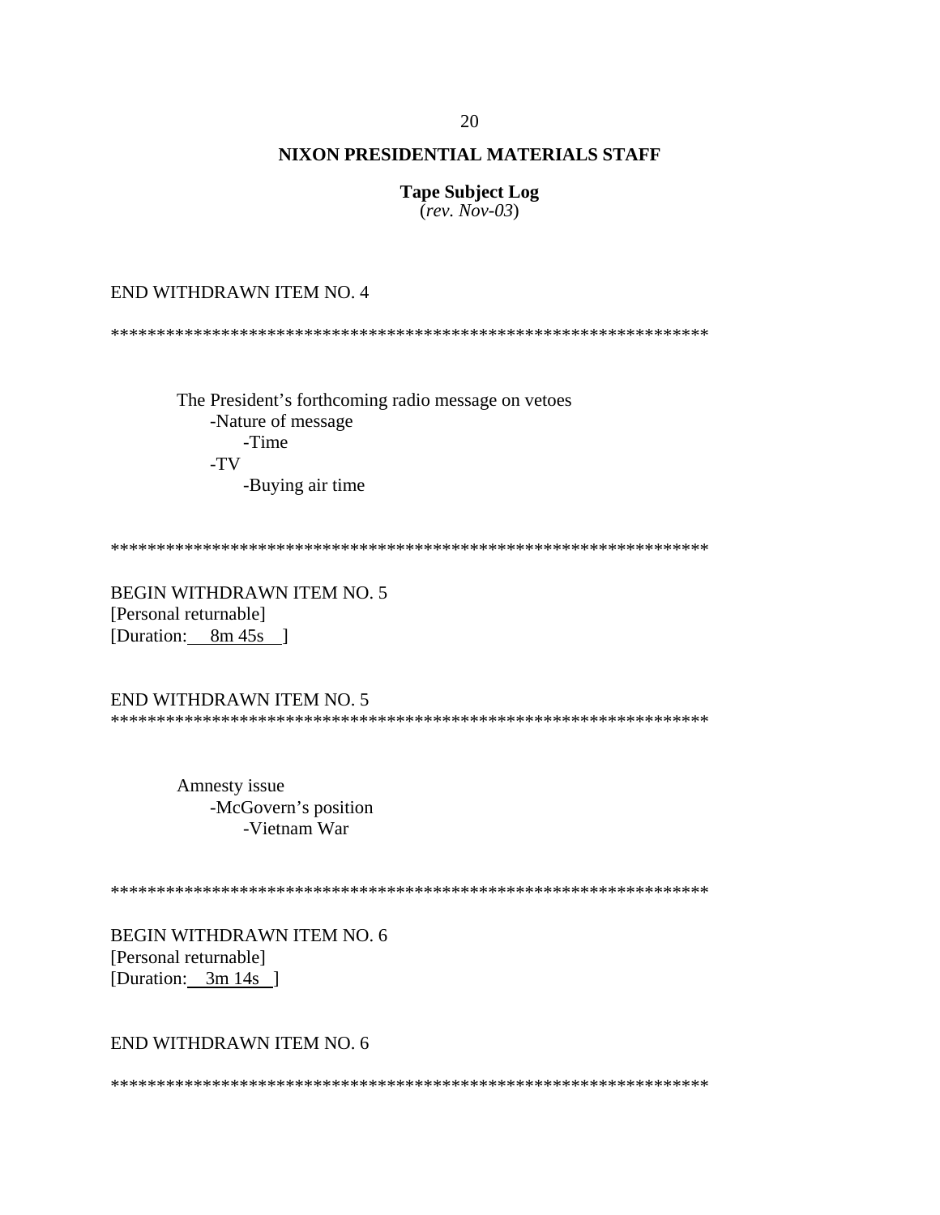END WITHDRAWN ITEM NO. 4

******************************************************************

The President's forthcoming radio message on vetoes
- -Nature of message
  - -Time
- -TV
  - -Buying air time

******************************************************************

BEGIN WITHDRAWN ITEM NO. 5
[Personal returnable]
[Duration: 8m 45s ]

END WITHDRAWN ITEM NO. 5
******************************************************************

Amnesty issue
- -McGovern's position
  - -Vietnam War

******************************************************************

BEGIN WITHDRAWN ITEM NO. 6
[Personal returnable]
[Duration: 3m 14s ]

END WITHDRAWN ITEM NO. 6

******************************************************************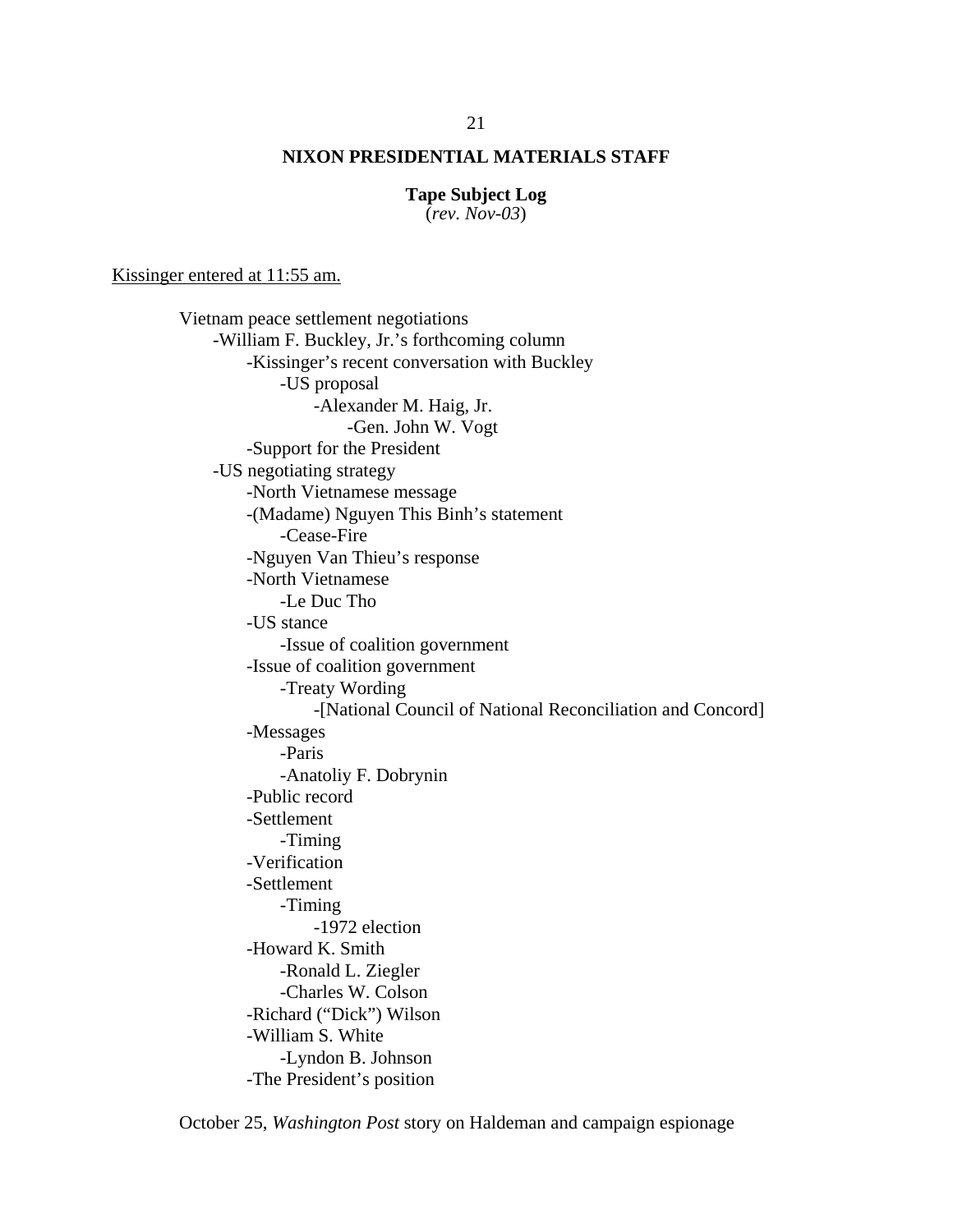**NIXON PRESIDENTIAL MATERIALS STAFF**

**Tape Subject Log**
(*rev. Nov-03*)

<u>Kissinger entered at 11:55 am.</u>

Vietnam peace settlement negotiations
- -William F. Buckley, Jr.'s forthcoming column
  - -Kissinger's recent conversation with Buckley
    - -US proposal
      - -Alexander M. Haig, Jr.
        - -Gen. John W. Vogt
  - -Support for the President
- -US negotiating strategy
  - -North Vietnamese message
  - -(Madame) Nguyen This Binh's statement
    - -Cease-Fire
  - -Nguyen Van Thieu's response
  - -North Vietnamese
    - -Le Duc Tho
  - -US stance
    - -Issue of coalition government
  - -Issue of coalition government
    - -Treaty Wording
      - -[National Council of National Reconciliation and Concord]
  - -Messages
    - -Paris
    - -Anatoliy F. Dobrynin
  - -Public record
  - -Settlement
    - -Timing
  - -Verification
  - -Settlement
    - -Timing
      - -1972 election
  - -Howard K. Smith
    - -Ronald L. Ziegler
    - -Charles W. Colson
  - -Richard ("Dick") Wilson
  - -William S. White
    - -Lyndon B. Johnson
  - -The President's position

October 25, *Washington Post* story on Haldeman and campaign espionage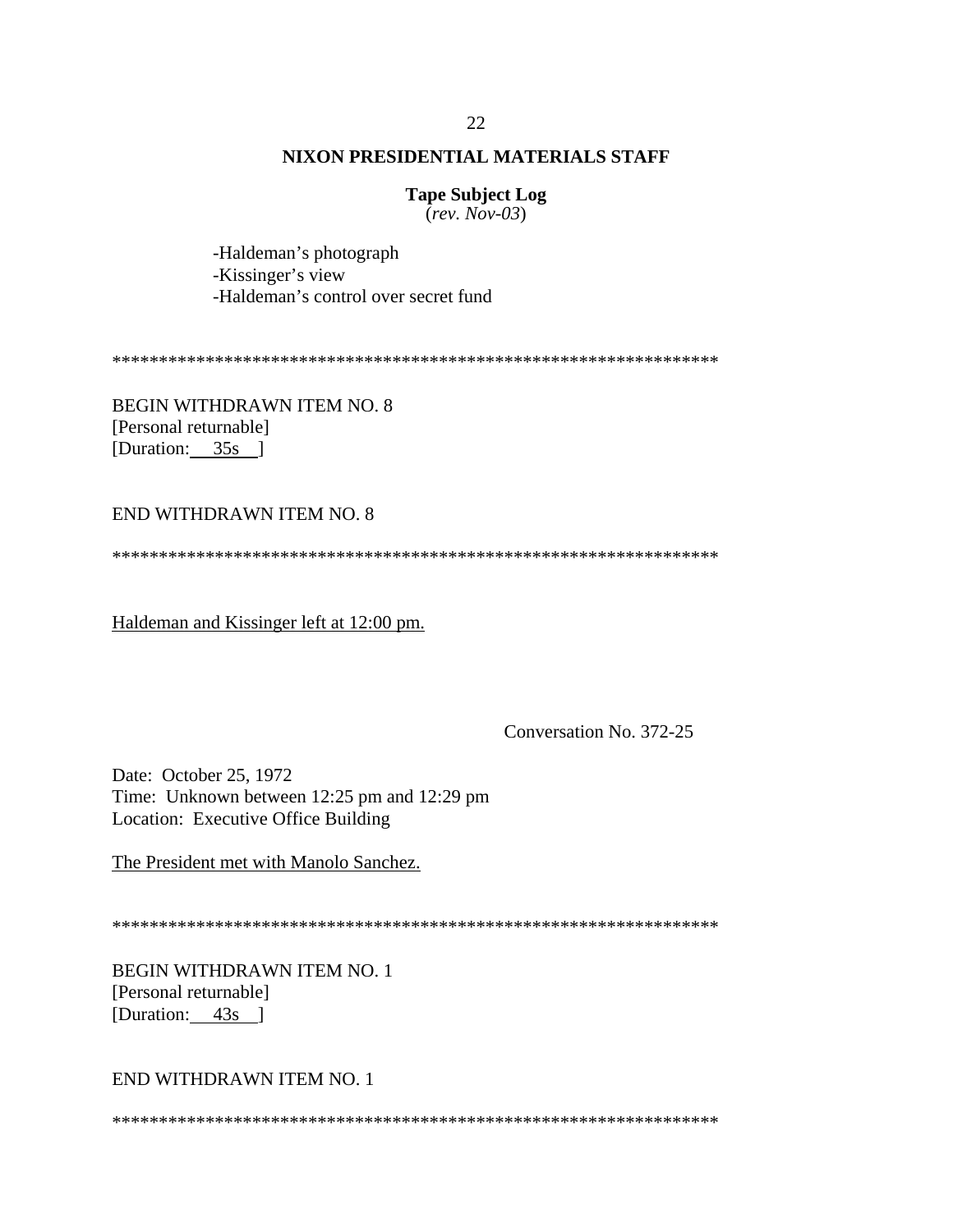**NIXON PRESIDENTIAL MATERIALS STAFF**

**Tape Subject Log**
(*rev. Nov-03*)

-Haldeman's photograph
-Kissinger's view
-Haldeman's control over secret fund

*****************************************************************

BEGIN WITHDRAWN ITEM NO. 8
[Personal returnable]
[Duration: 35s ]

END WITHDRAWN ITEM NO. 8

*****************************************************************

Haldeman and Kissinger left at 12:00 pm.

Conversation No. 372-25

Date: October 25, 1972
Time: Unknown between 12:25 pm and 12:29 pm
Location: Executive Office Building

The President met with Manolo Sanchez.

*****************************************************************

BEGIN WITHDRAWN ITEM NO. 1
[Personal returnable]
[Duration: 43s ]

END WITHDRAWN ITEM NO. 1

*****************************************************************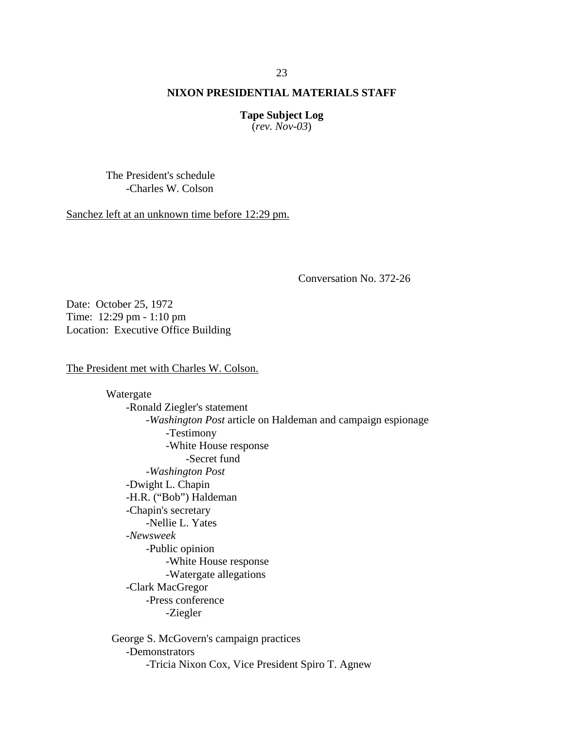**NIXON PRESIDENTIAL MATERIALS STAFF**

**Tape Subject Log**
(*rev. Nov-03*)

The President's schedule
- Charles W. Colson

<u>Sanchez left at an unknown time before 12:29 pm.</u>

Conversation No. 372-26

Date: October 25, 1972
Time: 12:29 pm - 1:10 pm
Location: Executive Office Building

<u>The President met with Charles W. Colson.</u>

Watergate
- Ronald Ziegler's statement
    - *Washington Post* article on Haldeman and campaign espionage
        - Testimony
        - White House response
            - Secret fund
    - *Washington Post*
- Dwight L. Chapin
- H.R. (“Bob”) Haldeman
- Chapin's secretary
    - Nellie L. Yates
- *Newsweek*
    - Public opinion
        - White House response
        - Watergate allegations
- Clark MacGregor
    - Press conference
        - Ziegler

George S. McGovern's campaign practices
- Demonstrators
    - Tricia Nixon Cox, Vice President Spiro T. Agnew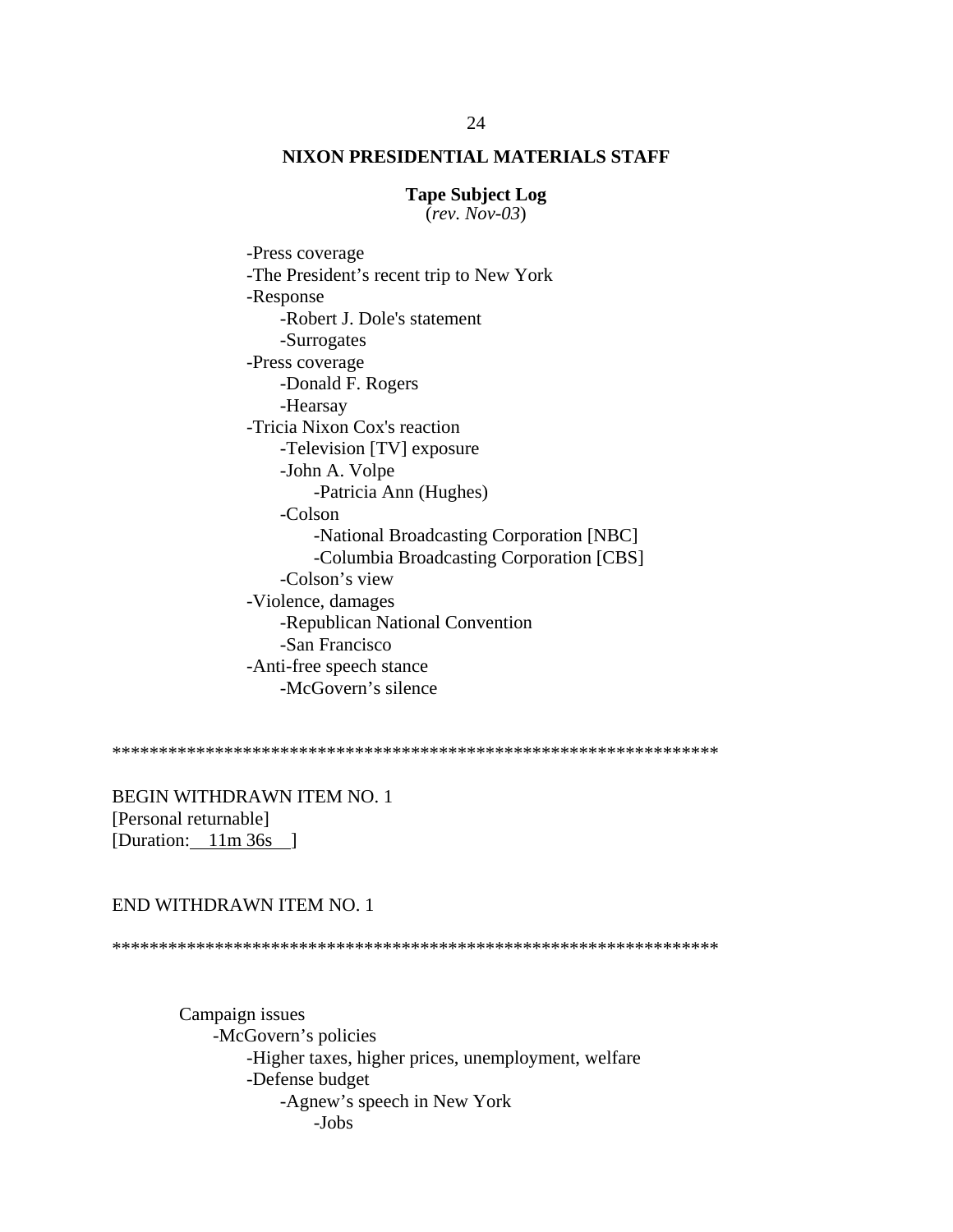**NIXON PRESIDENTIAL MATERIALS STAFF**

**Tape Subject Log**
(*rev. Nov-03*)

- -Press coverage
- -The President’s recent trip to New York
- -Response
    - -Robert J. Dole's statement
    - -Surrogates
- -Press coverage
    - -Donald F. Rogers
    - -Hearsay
- -Tricia Nixon Cox's reaction
    - -Television [TV] exposure
    - -John A. Volpe
        - -Patricia Ann (Hughes)
    - -Colson
        - -National Broadcasting Corporation [NBC]
        - -Columbia Broadcasting Corporation [CBS]
    - -Colson’s view
- -Violence, damages
    - -Republican National Convention
    - -San Francisco
- -Anti-free speech stance
    - -McGovern’s silence

*****************************************************************

BEGIN WITHDRAWN ITEM NO. 1
[Personal returnable]
[Duration: 11m 36s ]

END WITHDRAWN ITEM NO. 1

*****************************************************************

Campaign issues
- -McGovern’s policies
    - -Higher taxes, higher prices, unemployment, welfare
    - -Defense budget
        - -Agnew’s speech in New York
            - -Jobs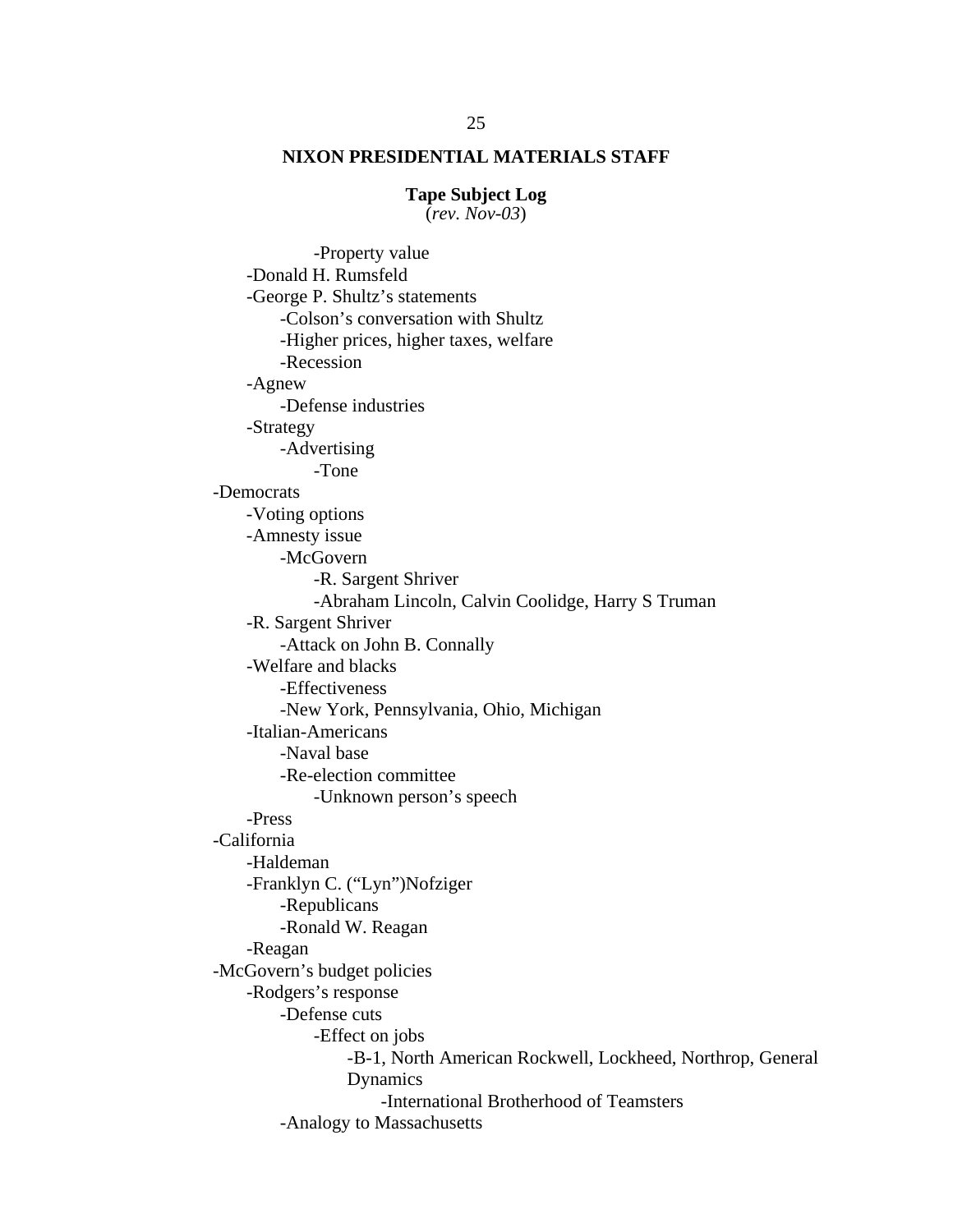**NIXON PRESIDENTIAL MATERIALS STAFF**

**Tape Subject Log**
(*rev. Nov-03*)

- -Property value
- -Donald H. Rumsfeld
- -George P. Shultz's statements
  - -Colson's conversation with Shultz
  - -Higher prices, higher taxes, welfare
  - -Recession
- -Agnew
  - -Defense industries
- -Strategy
  - -Advertising
    - -Tone

- -Democrats
  - -Voting options
  - -Amnesty issue
    - -McGovern
      - -R. Sargent Shriver
      - -Abraham Lincoln, Calvin Coolidge, Harry S Truman
  - -R. Sargent Shriver
    - -Attack on John B. Connally
  - -Welfare and blacks
    - -Effectiveness
    - -New York, Pennsylvania, Ohio, Michigan
  - -Italian-Americans
    - -Naval base
    - -Re-election committee
      - -Unknown person's speech
  - -Press
- -California
  - -Haldeman
  - -Franklyn C. ("Lyn")Nofziger
    - -Republicans
    - -Ronald W. Reagan
  - -Reagan
- -McGovern's budget policies
  - -Rodgers's response
    - -Defense cuts
      - -Effect on jobs
        - -B-1, North American Rockwell, Lockheed, Northrop, General Dynamics
          - -International Brotherhood of Teamsters
    - -Analogy to Massachusetts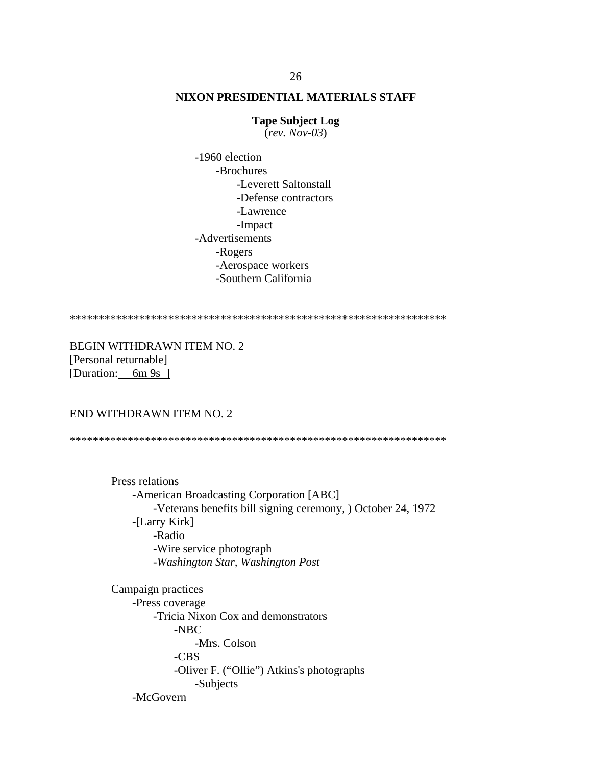**NIXON PRESIDENTIAL MATERIALS STAFF**

**Tape Subject Log**
(*rev. Nov-03*)

- -1960 election
    - -Brochures
        - -Leverett Saltonstall
        - -Defense contractors
        - -Lawrence
        - -Impact
- -Advertisements
    - -Rogers
    - -Aerospace workers
    - -Southern California

*****************************************************************

BEGIN WITHDRAWN ITEM NO. 2
[Personal returnable]
[Duration: 6m 9s ]

END WITHDRAWN ITEM NO. 2

*****************************************************************

Press relations
- -American Broadcasting Corporation [ABC]
    - -Veterans benefits bill signing ceremony, ) October 24, 1972
- -[Larry Kirk]
    - -Radio
    - -Wire service photograph
    - -*Washington Star, Washington Post*

Campaign practices
- -Press coverage
    - -Tricia Nixon Cox and demonstrators
        - -NBC
            - -Mrs. Colson
        - -CBS
        - -Oliver F. ("Ollie") Atkins's photographs
            - -Subjects
- -McGovern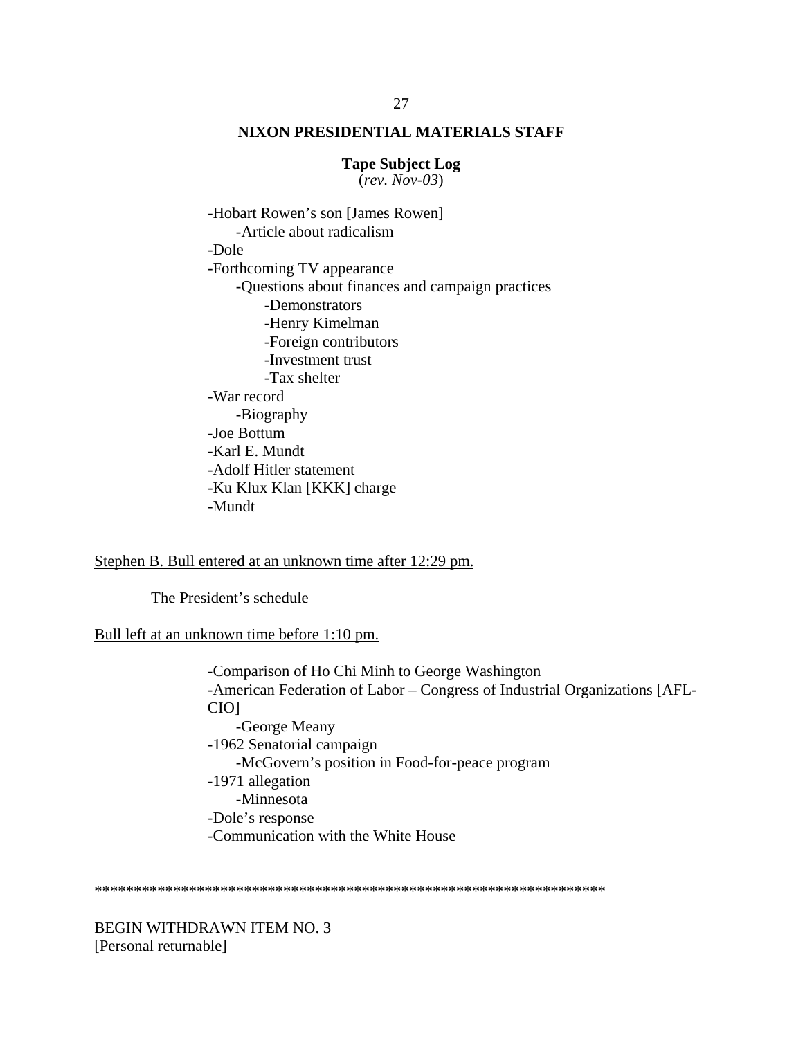**NIXON PRESIDENTIAL MATERIALS STAFF**

**Tape Subject Log**
(*rev. Nov-03*)

- -Hobart Rowen's son [James Rowen]
  - -Article about radicalism
- -Dole
- -Forthcoming TV appearance
  - -Questions about finances and campaign practices
    - -Demonstrators
    - -Henry Kimelman
    - -Foreign contributors
    - -Investment trust
    - -Tax shelter
- -War record
  - -Biography
- -Joe Bottum
- -Karl E. Mundt
- -Adolf Hitler statement
- -Ku Klux Klan [KKK] charge
- -Mundt

<u>Stephen B. Bull entered at an unknown time after 12:29 pm.</u>

The President's schedule

<u>Bull left at an unknown time before 1:10 pm.</u>

- -Comparison of Ho Chi Minh to George Washington
- -American Federation of Labor – Congress of Industrial Organizations [AFL-CIO]
  - -George Meany
- -1962 Senatorial campaign
  - -McGovern's position in Food-for-peace program
- -1971 allegation
  - -Minnesota
- -Dole's response
- -Communication with the White House

*****************************************************************

BEGIN WITHDRAWN ITEM NO. 3
[Personal returnable]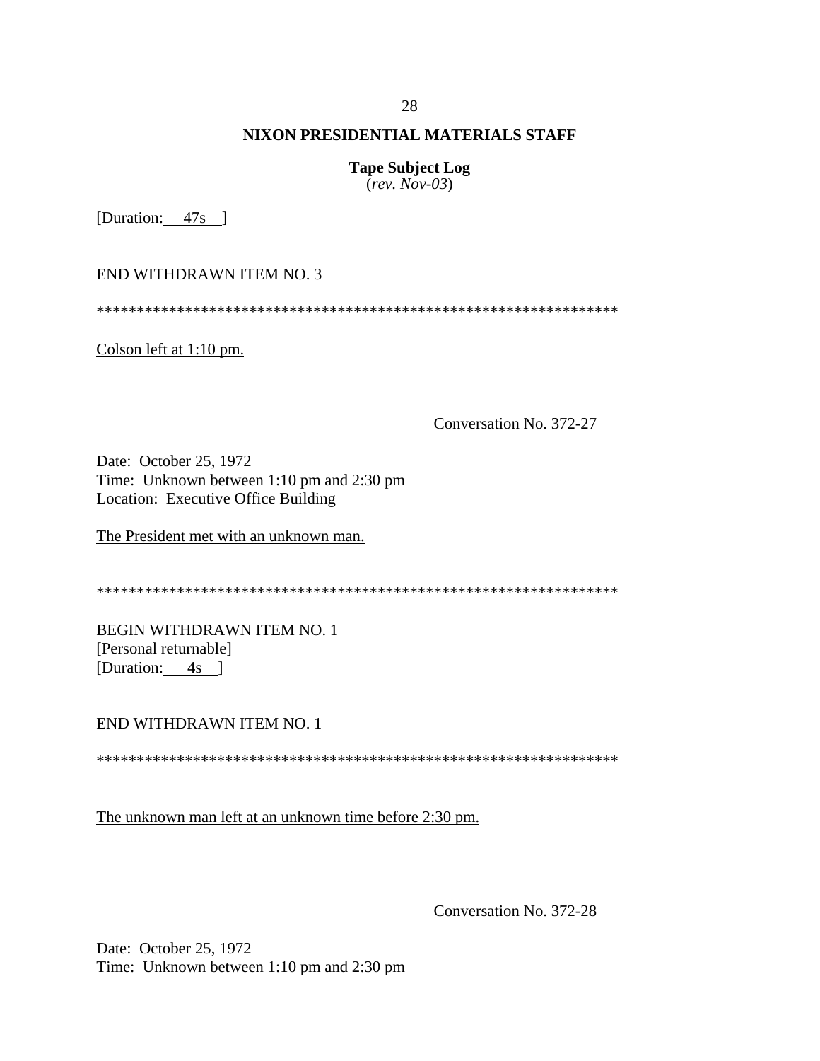**NIXON PRESIDENTIAL MATERIALS STAFF**

**Tape Subject Log**
(*rev. Nov-03*)

[Duration: 47s ]

END WITHDRAWN ITEM NO. 3

*****************************************************************

Colson left at 1:10 pm.

Conversation No. 372-27

Date: October 25, 1972
Time: Unknown between 1:10 pm and 2:30 pm
Location: Executive Office Building

The President met with an unknown man.

*****************************************************************

BEGIN WITHDRAWN ITEM NO. 1
[Personal returnable]
[Duration: 4s ]

END WITHDRAWN ITEM NO. 1

*****************************************************************

The unknown man left at an unknown time before 2:30 pm.

Conversation No. 372-28

Date: October 25, 1972
Time: Unknown between 1:10 pm and 2:30 pm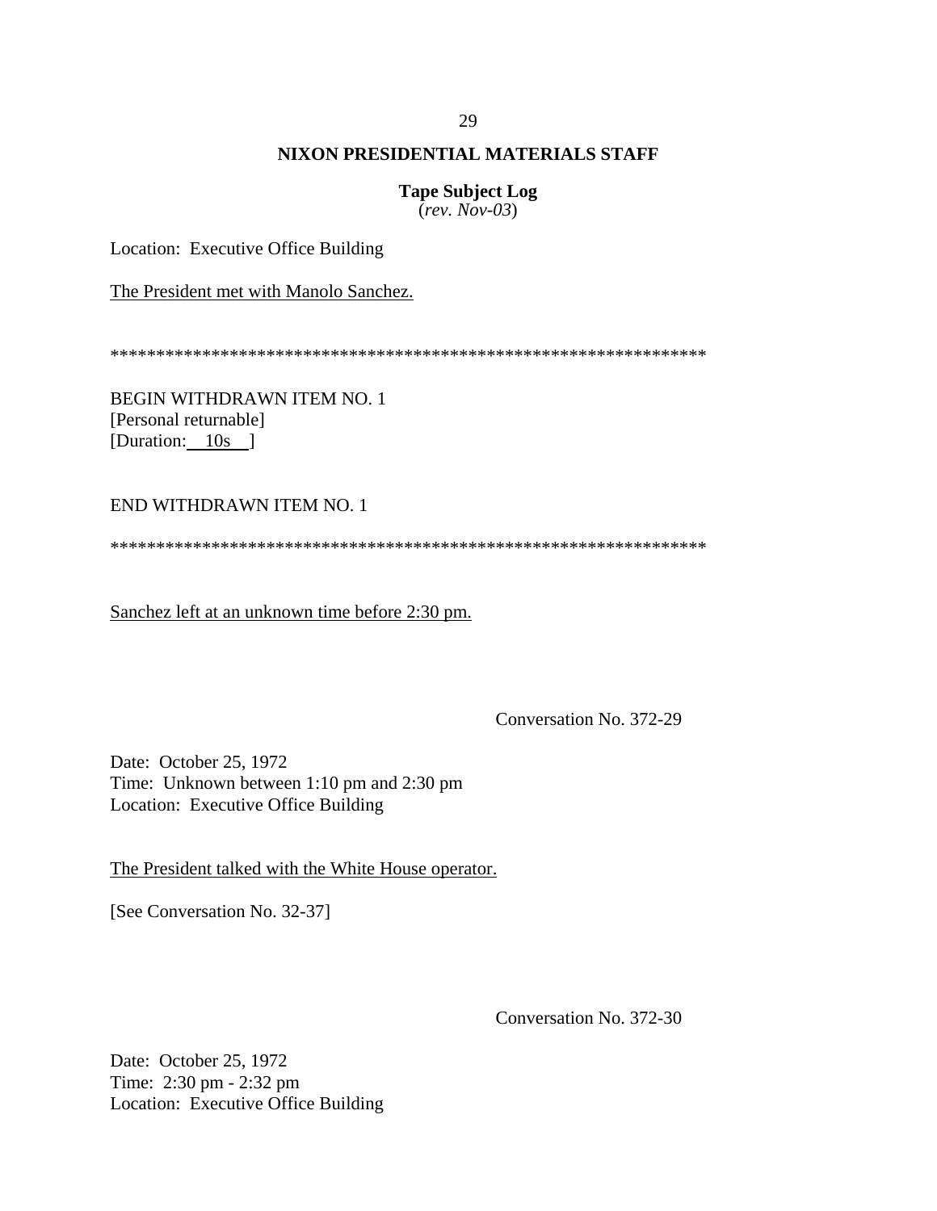**NIXON PRESIDENTIAL MATERIALS STAFF**

**Tape Subject Log**
(*rev. Nov-03*)

Location: Executive Office Building

The President met with Manolo Sanchez.

*****************************************************************

BEGIN WITHDRAWN ITEM NO. 1
[Personal returnable]
[Duration: 10s ]

END WITHDRAWN ITEM NO. 1

*****************************************************************

Sanchez left at an unknown time before 2:30 pm.

Conversation No. 372-29

Date: October 25, 1972
Time: Unknown between 1:10 pm and 2:30 pm
Location: Executive Office Building

The President talked with the White House operator.

[See Conversation No. 32-37]

Conversation No. 372-30

Date: October 25, 1972
Time: 2:30 pm - 2:32 pm
Location: Executive Office Building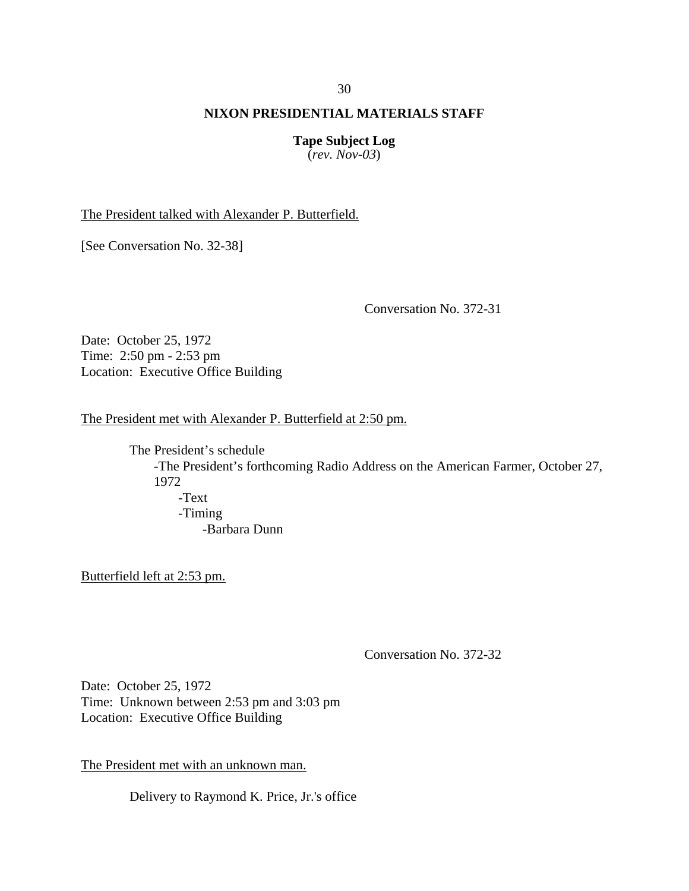**NIXON PRESIDENTIAL MATERIALS STAFF**

**Tape Subject Log**
(*rev. Nov-03*)

<u>The President talked with Alexander P. Butterfield.</u>

[See Conversation No. 32-38]

Conversation No. 372-31

Date: October 25, 1972
Time: 2:50 pm - 2:53 pm
Location: Executive Office Building

<u>The President met with Alexander P. Butterfield at 2:50 pm.</u>

The President's schedule
- -The President's forthcoming Radio Address on the American Farmer, October 27, 1972
  - -Text
  - -Timing
    - -Barbara Dunn

<u>Butterfield left at 2:53 pm.</u>

Conversation No. 372-32

Date: October 25, 1972
Time: Unknown between 2:53 pm and 3:03 pm
Location: Executive Office Building

<u>The President met with an unknown man.</u>

Delivery to Raymond K. Price, Jr.'s office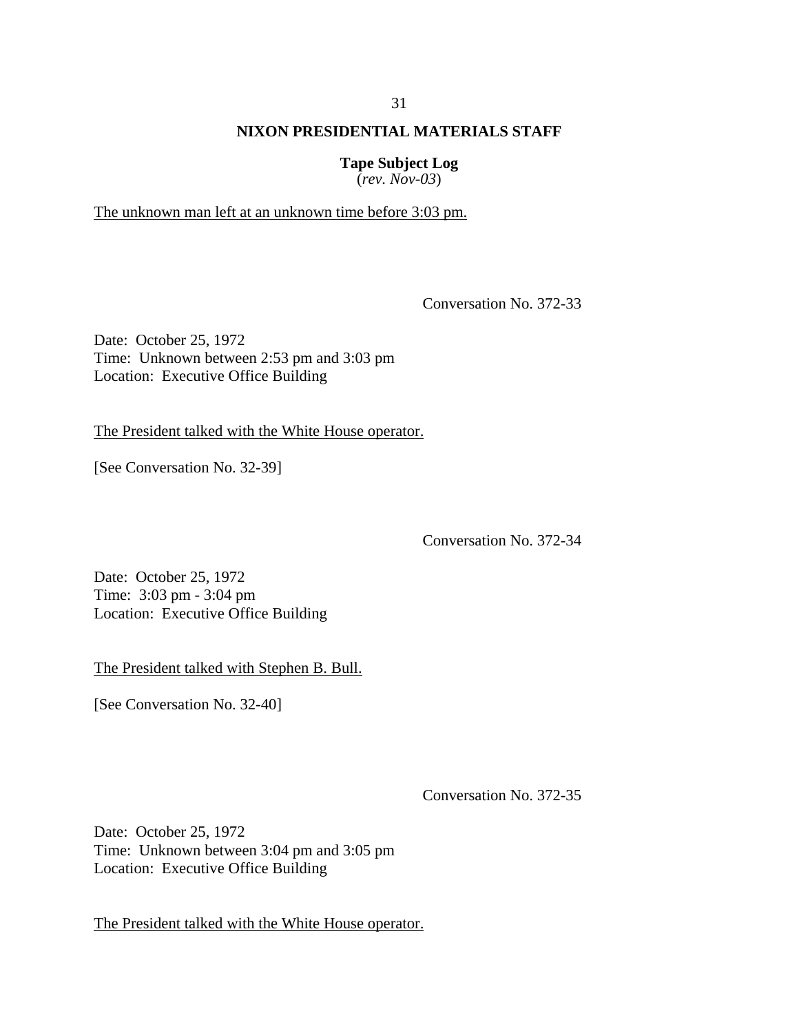The unknown man left at an unknown time before 3:03 pm.

Conversation No. 372-33

Date: October 25, 1972
Time: Unknown between 2:53 pm and 3:03 pm
Location: Executive Office Building

The President talked with the White House operator.

[See Conversation No. 32-39]

Conversation No. 372-34

Date: October 25, 1972
Time: 3:03 pm - 3:04 pm
Location: Executive Office Building

The President talked with Stephen B. Bull.

[See Conversation No. 32-40]

Conversation No. 372-35

Date: October 25, 1972
Time: Unknown between 3:04 pm and 3:05 pm
Location: Executive Office Building

The President talked with the White House operator.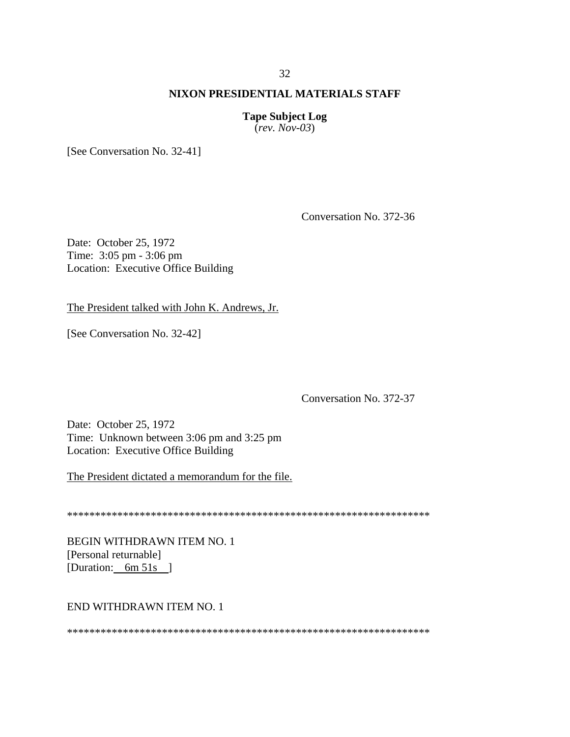[See Conversation No. 32-41]

Conversation No. 372-36

Date: October 25, 1972
Time: 3:05 pm - 3:06 pm
Location: Executive Office Building

The President talked with John K. Andrews, Jr.

[See Conversation No. 32-42]

Conversation No. 372-37

Date: October 25, 1972
Time: Unknown between 3:06 pm and 3:25 pm
Location: Executive Office Building

The President dictated a memorandum for the file.

******************************************************************

BEGIN WITHDRAWN ITEM NO. 1
[Personal returnable]
[Duration: 6m 51s ]

END WITHDRAWN ITEM NO. 1

******************************************************************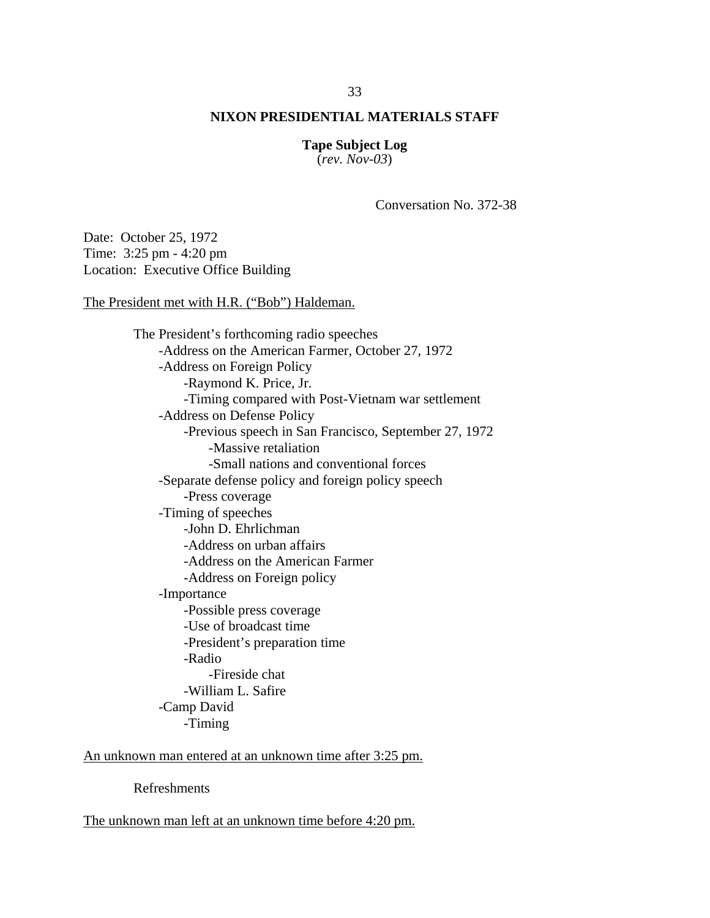**NIXON PRESIDENTIAL MATERIALS STAFF**

**Tape Subject Log**
(*rev. Nov-03*)

Conversation No. 372-38

Date: October 25, 1972
Time: 3:25 pm - 4:20 pm
Location: Executive Office Building

The President met with H.R. ("Bob") Haldeman.

- The President's forthcoming radio speeches
    - -Address on the American Farmer, October 27, 1972
    - -Address on Foreign Policy
        - -Raymond K. Price, Jr.
        - -Timing compared with Post-Vietnam war settlement
    - -Address on Defense Policy
        - -Previous speech in San Francisco, September 27, 1972
            - -Massive retaliation
            - -Small nations and conventional forces
    - -Separate defense policy and foreign policy speech
        - -Press coverage
    - -Timing of speeches
        - -John D. Ehrlichman
        - -Address on urban affairs
        - -Address on the American Farmer
        - -Address on Foreign policy
    - -Importance
        - -Possible press coverage
        - -Use of broadcast time
        - -President's preparation time
        - -Radio
            - -Fireside chat
        - -William L. Safire
    - -Camp David
        - -Timing

An unknown man entered at an unknown time after 3:25 pm.

- Refreshments

The unknown man left at an unknown time before 4:20 pm.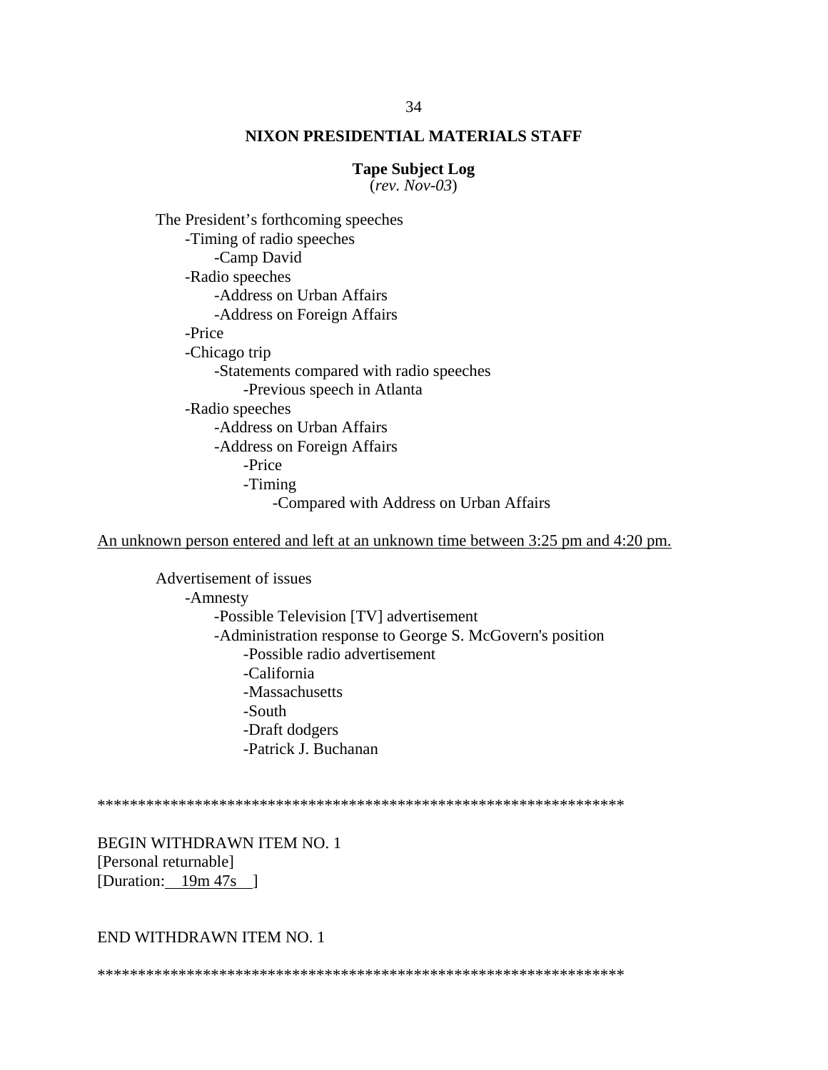**NIXON PRESIDENTIAL MATERIALS STAFF**

**Tape Subject Log**
(*rev. Nov-03*)

The President's forthcoming speeches
- -Timing of radio speeches
  - -Camp David
- -Radio speeches
  - -Address on Urban Affairs
  - -Address on Foreign Affairs
- -Price
- -Chicago trip
  - -Statements compared with radio speeches
    - -Previous speech in Atlanta
- -Radio speeches
  - -Address on Urban Affairs
  - -Address on Foreign Affairs
    - -Price
    - -Timing
      - -Compared with Address on Urban Affairs

<u>An unknown person entered and left at an unknown time between 3:25 pm and 4:20 pm.</u>

Advertisement of issues
- -Amnesty
  - -Possible Television [TV] advertisement
  - -Administration response to George S. McGovern's position
    - -Possible radio advertisement
    - -California
    - -Massachusetts
    - -South
    - -Draft dodgers
    - -Patrick J. Buchanan

*****************************************************************

BEGIN WITHDRAWN ITEM NO. 1
[Personal returnable]
[Duration: <u>19m 47s</u> ]

END WITHDRAWN ITEM NO. 1

*****************************************************************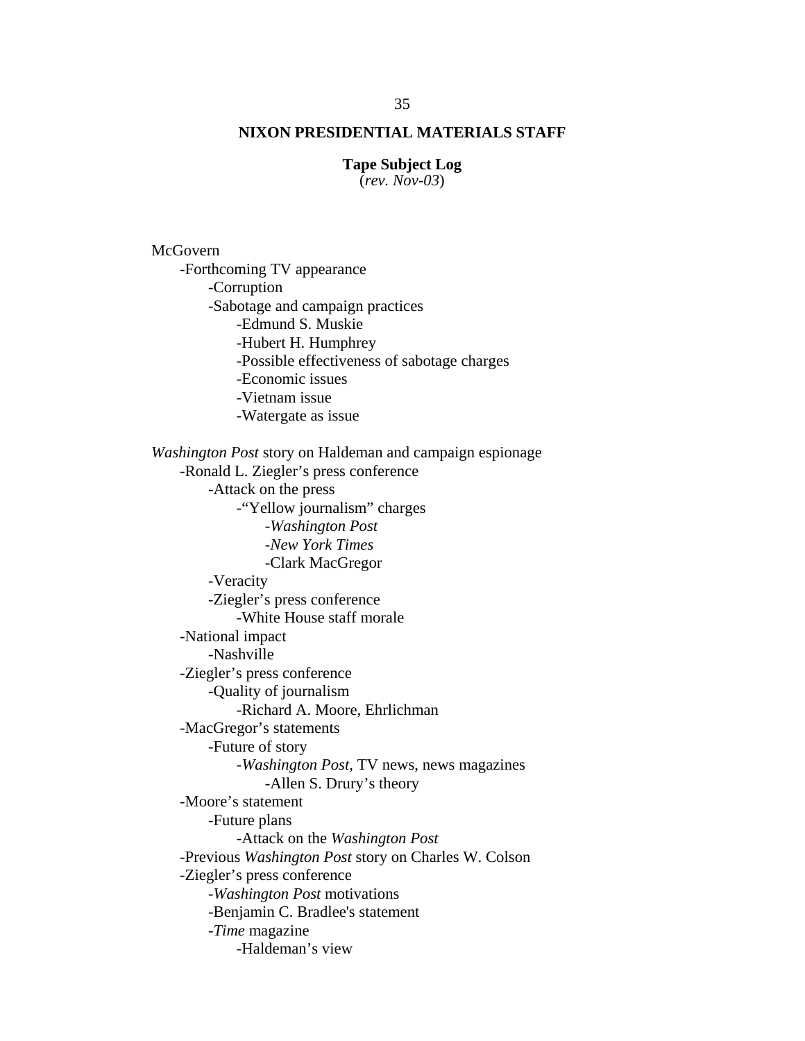**NIXON PRESIDENTIAL MATERIALS STAFF**

**Tape Subject Log**
(*rev. Nov-03*)

McGovern
- Forthcoming TV appearance
  - Corruption
  - Sabotage and campaign practices
    - Edmund S. Muskie
    - Hubert H. Humphrey
    - Possible effectiveness of sabotage charges
    - Economic issues
    - Vietnam issue
    - Watergate as issue

*Washington Post* story on Haldeman and campaign espionage
- Ronald L. Ziegler's press conference
  - Attack on the press
    - "Yellow journalism" charges
      - *Washington Post*
      - *New York Times*
      - Clark MacGregor
  - Veracity
  - Ziegler's press conference
    - White House staff morale
- National impact
  - Nashville
- Ziegler's press conference
  - Quality of journalism
    - Richard A. Moore, Ehrlichman
- MacGregor's statements
  - Future of story
    - *Washington Post*, TV news, news magazines
      - Allen S. Drury's theory
- Moore's statement
  - Future plans
    - Attack on the *Washington Post*
- Previous *Washington Post* story on Charles W. Colson
- Ziegler's press conference
  - *Washington Post* motivations
  - Benjamin C. Bradlee's statement
  - *Time* magazine
    - Haldeman's view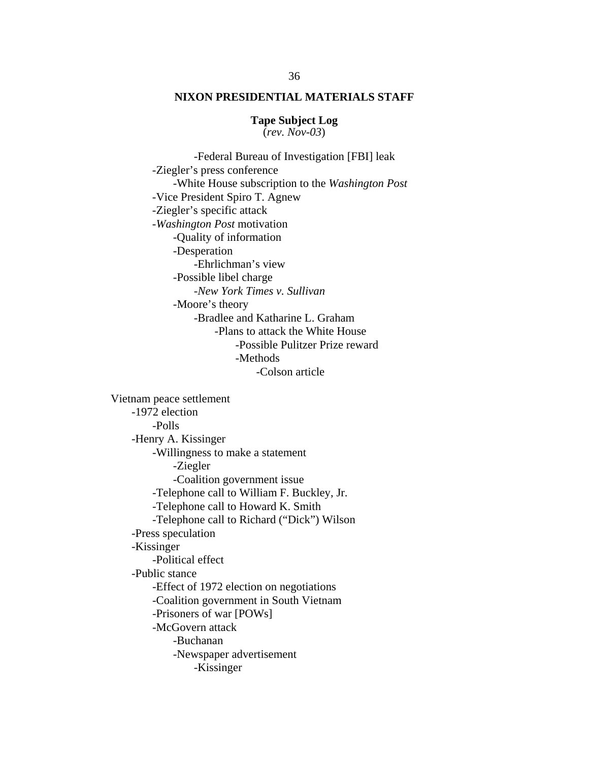**NIXON PRESIDENTIAL MATERIALS STAFF**

**Tape Subject Log**
(*rev. Nov-03*)

- -Federal Bureau of Investigation [FBI] leak
- -Ziegler's press conference
    - -White House subscription to the *Washington Post*
- -Vice President Spiro T. Agnew
- -Ziegler's specific attack
- -*Washington Post* motivation
    - -Quality of information
    - -Desperation
        - -Ehrlichman's view
    - -Possible libel charge
        - -*New York Times v. Sullivan*
    - -Moore's theory
        - -Bradlee and Katharine L. Graham
            - -Plans to attack the White House
                - -Possible Pulitzer Prize reward
                - -Methods
                    - -Colson article

Vietnam peace settlement

- -1972 election
    - -Polls
- -Henry A. Kissinger
    - -Willingness to make a statement
        - -Ziegler
        - -Coalition government issue
    - -Telephone call to William F. Buckley, Jr.
    - -Telephone call to Howard K. Smith
    - -Telephone call to Richard ("Dick") Wilson
- -Press speculation
- -Kissinger
    - -Political effect
- -Public stance
    - -Effect of 1972 election on negotiations
    - -Coalition government in South Vietnam
    - -Prisoners of war [POWs]
    - -McGovern attack
        - -Buchanan
        - -Newspaper advertisement
            - -Kissinger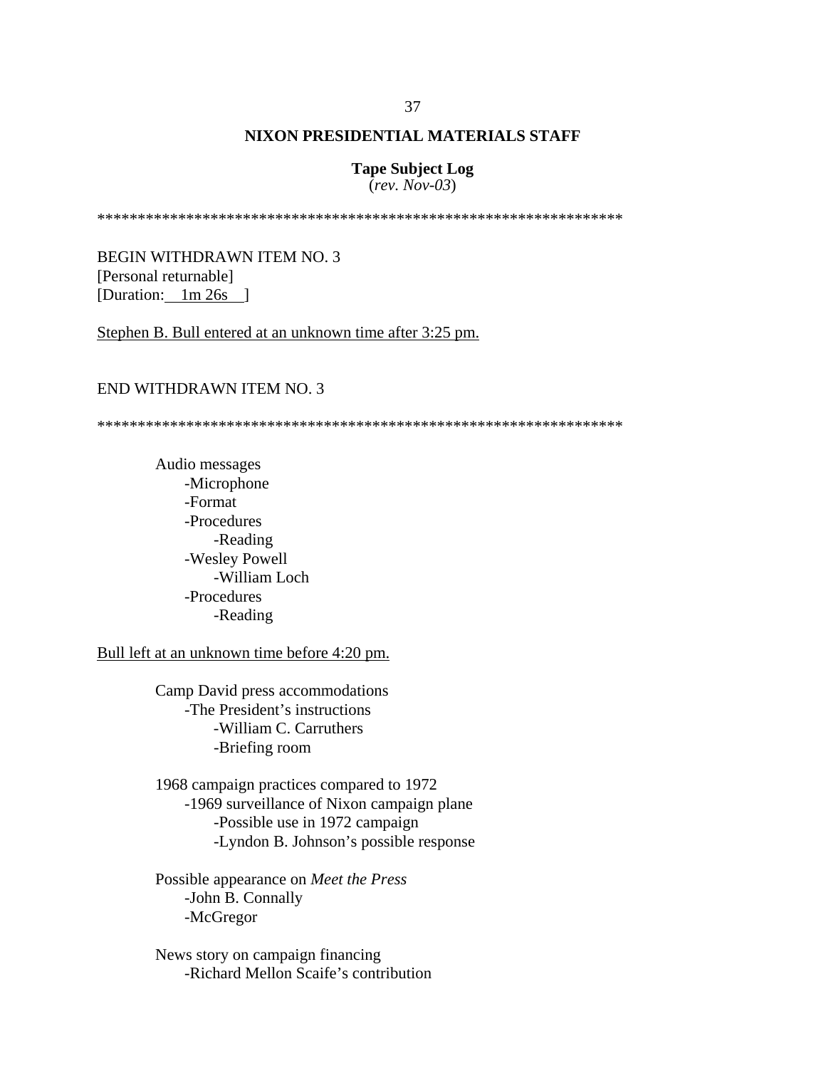**NIXON PRESIDENTIAL MATERIALS STAFF**

**Tape Subject Log**
(*rev. Nov-03*)

*****************************************************************

BEGIN WITHDRAWN ITEM NO. 3
[Personal returnable]
[Duration: 1m 26s ]

Stephen B. Bull entered at an unknown time after 3:25 pm.

END WITHDRAWN ITEM NO. 3

*****************************************************************

Audio messages
- -Microphone
- -Format
- -Procedures
  - -Reading
- -Wesley Powell
  - -William Loch
- -Procedures
  - -Reading

Bull left at an unknown time before 4:20 pm.

Camp David press accommodations
- -The President's instructions
  - -William C. Carruthers
  - -Briefing room

1968 campaign practices compared to 1972
- -1969 surveillance of Nixon campaign plane
  - -Possible use in 1972 campaign
  - -Lyndon B. Johnson's possible response

Possible appearance on *Meet the Press*
- -John B. Connally
- -McGregor

News story on campaign financing
- -Richard Mellon Scaife's contribution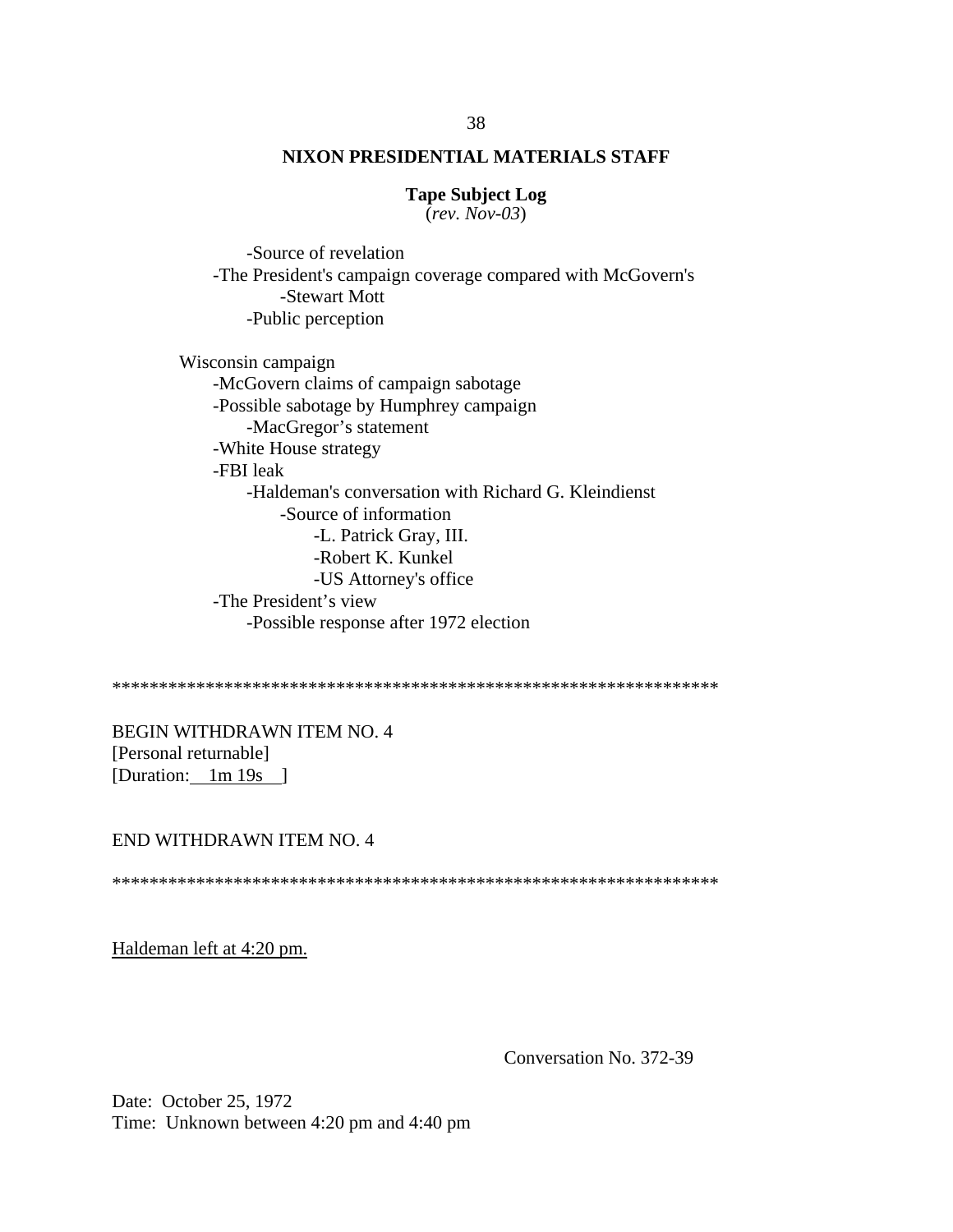**NIXON PRESIDENTIAL MATERIALS STAFF**

**Tape Subject Log**
(*rev. Nov-03*)

        -Source of revelation
    -The President's campaign coverage compared with McGovern's
            -Stewart Mott
        -Public perception

Wisconsin campaign
    -McGovern claims of campaign sabotage
    -Possible sabotage by Humphrey campaign
        -MacGregor's statement
    -White House strategy
    -FBI leak
        -Haldeman's conversation with Richard G. Kleindienst
            -Source of information
                -L. Patrick Gray, III.
                -Robert K. Kunkel
                -US Attorney's office
    -The President's view
        -Possible response after 1972 election

*****************************************************************

BEGIN WITHDRAWN ITEM NO. 4
[Personal returnable]
[Duration: 1m 19s ]

END WITHDRAWN ITEM NO. 4

*****************************************************************

Haldeman left at 4:20 pm.

Conversation No. 372-39

Date: October 25, 1972
Time: Unknown between 4:20 pm and 4:40 pm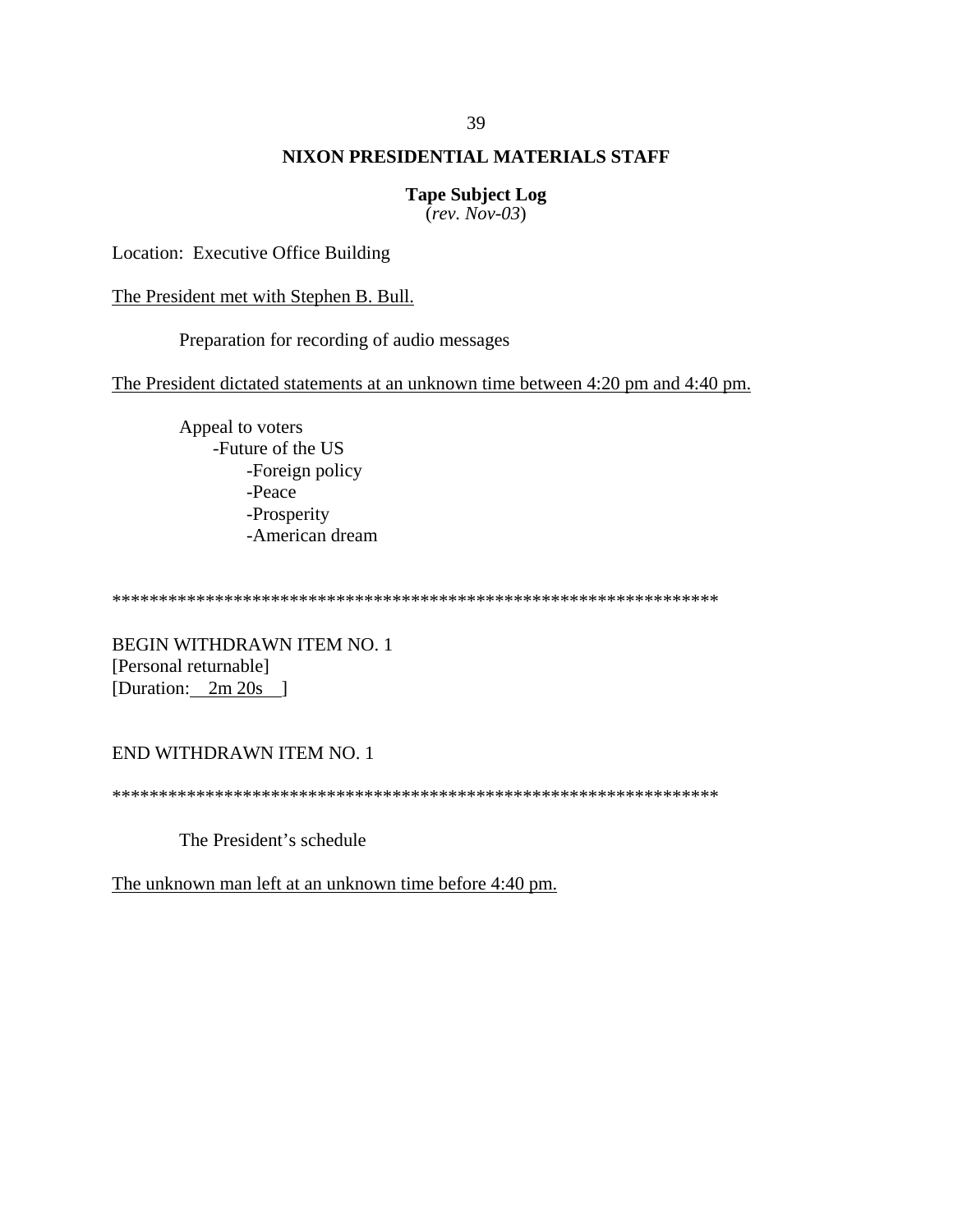**NIXON PRESIDENTIAL MATERIALS STAFF**

**Tape Subject Log**
(*rev. Nov-03*)

Location: Executive Office Building

<u>The President met with Stephen B. Bull.</u>

Preparation for recording of audio messages

<u>The President dictated statements at an unknown time between 4:20 pm and 4:40 pm.</u>

Appeal to voters
- Future of the US
  - Foreign policy
  - Peace
  - Prosperity
  - American dream

******************************************************************

BEGIN WITHDRAWN ITEM NO. 1
[Personal returnable]
[Duration: <u>2m 20s</u> ]

END WITHDRAWN ITEM NO. 1

******************************************************************

The President's schedule

<u>The unknown man left at an unknown time before 4:40 pm.</u>